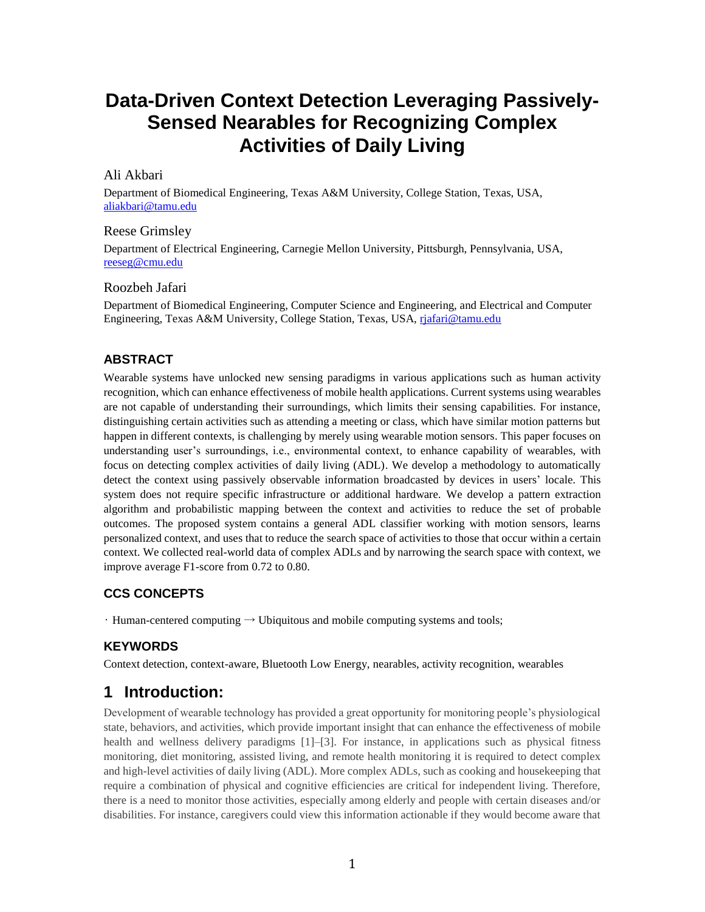# Data-Driven Context Detection Leveraging Passively-Sensed Nearables for Recognizing Complex Activities of Daily Living

Ali Akbari

Department of Biomedical Engineering, Texas A&M University, College Station, Texas, USA, aliakbari@tamu.edu

Reese Grimsley

Department of Electrical Engineering, Carnegie Mellon University, Pittsburgh, Pennsylvania, USA, reeseg@cmu.edu

Roozbeh Jafari

Department of Biomedical Engineering, Computer Science and Engineering, and Electrical and Computer Engineering, Texas A&M University, College Station, Texas, USA, rjafari@tamu.edu

## ABSTRACT

Wearable systems have unlocked new sensing paradigms in various applications such as human activity recognition, which can enhance effectiveness of mobile health applications. Current systems using wearables are not capable of understanding their surroundings, which limits their sensing capabilities. For instance, distinguishing certain activities such as attending a meeting or class, which have similar motion patterns but happen in different contexts, is challenging by merely using wearable motion sensors. This paper focuses on understanding user's surroundings, i.e., environmental context, to enhance capability of wearables, with focus on detecting complex activities of daily living (ADL). We develop a methodology to automatically detect the context using passively observable information broadcasted by devices in users' locale. This system does not require specific infrastructure or additional hardware. We develop a pattern extraction algorithm and probabilistic mapping between the context and activities to reduce the set of probable outcomes. The proposed system contains a general ADL classifier working with motion sensors, learns personalized context, and uses that to reduce the search space of activities to those that occur within a certain context. We collected real-world data of complex ADLs and by narrowing the search space with context, we improve average F1-score from 0.72 to 0.80.

## CCS CONCEPTS

· Human-centered computing → Ubiquitous and mobile computing systems and tools;

## KEYWORDS

Context detection, context-aware, Bluetooth Low Energy, nearables, activity recognition, wearables

# 1 Introduction:

Development of wearable technology has provided a great opportunity for monitoring people's physiological state, behaviors, and activities, which provide important insight that can enhance the effectiveness of mobile health and wellness delivery paradigms [1]–[3]. For instance, in applications such as physical fitness monitoring, diet monitoring, assisted living, and remote health monitoring it is required to detect complex and high-level activities of daily living (ADL). More complex ADLs, such as cooking and housekeeping that require a combination of physical and cognitive efficiencies are critical for independent living. Therefore, there is a need to monitor those activities, especially among elderly and people with certain diseases and/or disabilities. For instance, caregivers could view this information actionable if they would become aware that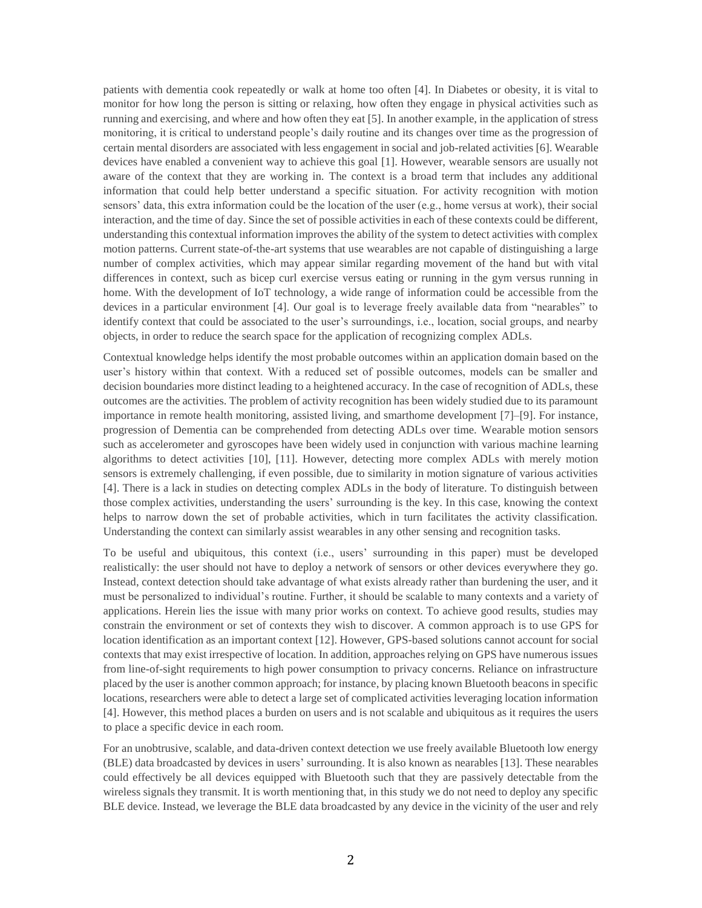patients with dementia cook repeatedly or walk at home too often [4]. In Diabetes or obesity, it is vital to monitor for how long the person is sitting or relaxing, how often they engage in physical activities such as running and exercising, and where and how often they eat [5]. In another example, in the application of stress monitoring, it is critical to understand people's daily routine and its changes over time as the progression of certain mental disorders are associated with less engagement in social and job-related activities [6]. Wearable devices have enabled a convenient way to achieve this goal [1]. However, wearable sensors are usually not aware of the context that they are working in. The context is a broad term that includes any additional information that could help better understand a specific situation. For activity recognition with motion sensors' data, this extra information could be the location of the user (e.g., home versus at work), their social interaction, and the time of day. Since the set of possible activities in each of these contexts could be different, understanding this contextual information improves the ability of the system to detect activities with complex motion patterns. Current state-of-the-art systems that use wearables are not capable of distinguishing a large number of complex activities, which may appear similar regarding movement of the hand but with vital differences in context, such as bicep curl exercise versus eating or running in the gym versus running in home. With the development of IoT technology, a wide range of information could be accessible from the devices in a particular environment [4]. Our goal is to leverage freely available data from "nearables" to identify context that could be associated to the user's surroundings, i.e., location, social groups, and nearby objects, in order to reduce the search space for the application of recognizing complex ADLs.

Contextual knowledge helps identify the most probable outcomes within an application domain based on the user's history within that context. With a reduced set of possible outcomes, models can be smaller and decision boundaries more distinct leading to a heightened accuracy. In the case of recognition of ADLs, these outcomes are the activities. The problem of activity recognition has been widely studied due to its paramount importance in remote health monitoring, assisted living, and smarthome development [7]–[9]. For instance, progression of Dementia can be comprehended from detecting ADLs over time. Wearable motion sensors such as accelerometer and gyroscopes have been widely used in conjunction with various machine learning algorithms to detect activities [10], [11]. However, detecting more complex ADLs with merely motion sensors is extremely challenging, if even possible, due to similarity in motion signature of various activities [4]. There is a lack in studies on detecting complex ADLs in the body of literature. To distinguish between those complex activities, understanding the users' surrounding is the key. In this case, knowing the context helps to narrow down the set of probable activities, which in turn facilitates the activity classification. Understanding the context can similarly assist wearables in any other sensing and recognition tasks.

To be useful and ubiquitous, this context (i.e., users' surrounding in this paper) must be developed realistically: the user should not have to deploy a network of sensors or other devices everywhere they go. Instead, context detection should take advantage of what exists already rather than burdening the user, and it must be personalized to individual's routine. Further, it should be scalable to many contexts and a variety of applications. Herein lies the issue with many prior works on context. To achieve good results, studies may constrain the environment or set of contexts they wish to discover. A common approach is to use GPS for location identification as an important context [12]. However, GPS-based solutions cannot account for social contexts that may exist irrespective of location. In addition, approaches relying on GPS have numerous issues from line-of-sight requirements to high power consumption to privacy concerns. Reliance on infrastructure placed by the user is another common approach; for instance, by placing known Bluetooth beacons in specific locations, researchers were able to detect a large set of complicated activities leveraging location information [4]. However, this method places a burden on users and is not scalable and ubiquitous as it requires the users to place a specific device in each room.

For an unobtrusive, scalable, and data-driven context detection we use freely available Bluetooth low energy (BLE) data broadcasted by devices in users' surrounding. It is also known as nearables [13]. These nearables could effectively be all devices equipped with Bluetooth such that they are passively detectable from the wireless signals they transmit. It is worth mentioning that, in this study we do not need to deploy any specific BLE device. Instead, we leverage the BLE data broadcasted by any device in the vicinity of the user and rely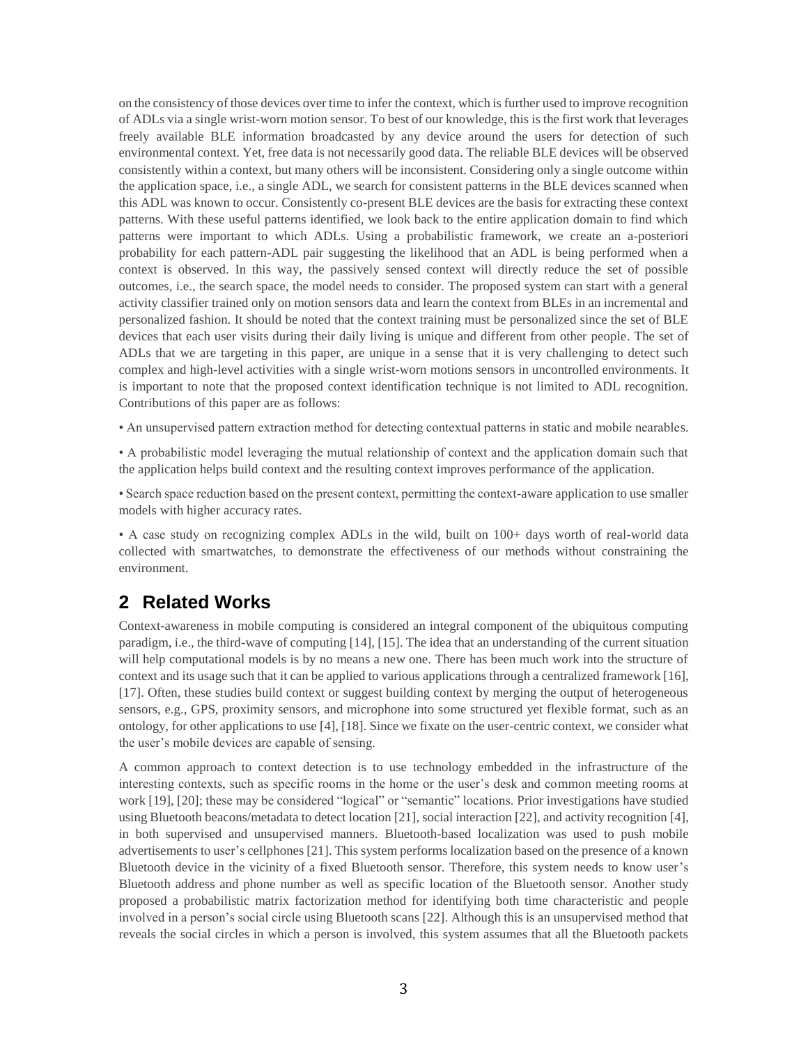on the consistency of those devices over time to infer the context, which is further used to improve recognition of ADLs via a single wrist-worn motion sensor. To best of our knowledge, this is the first work that leverages freely available BLE information broadcasted by any device around the users for detection of such environmental context. Yet, free data is not necessarily good data. The reliable BLE devices will be observed consistently within a context, but many others will be inconsistent. Considering only a single outcome within the application space, i.e., a single ADL, we search for consistent patterns in the BLE devices scanned when this ADL was known to occur. Consistently co-present BLE devices are the basis for extracting these context patterns. With these useful patterns identified, we look back to the entire application domain to find which patterns were important to which ADLs. Using a probabilistic framework, we create an a-posteriori probability for each pattern-ADL pair suggesting the likelihood that an ADL is being performed when a context is observed. In this way, the passively sensed context will directly reduce the set of possible outcomes, i.e., the search space, the model needs to consider. The proposed system can start with a general activity classifier trained only on motion sensors data and learn the context from BLEs in an incremental and personalized fashion. It should be noted that the context training must be personalized since the set of BLE devices that each user visits during their daily living is unique and different from other people. The set of ADLs that we are targeting in this paper, are unique in a sense that it is very challenging to detect such complex and high-level activities with a single wrist-worn motions sensors in uncontrolled environments. It is important to note that the proposed context identification technique is not limited to ADL recognition. Contributions of this paper are as follows:

- An unsupervised pattern extraction method for detecting contextual patterns in static and mobile nearables.
- A probabilistic model leveraging the mutual relationship of context and the application domain such that the application helps build context and the resulting context improves performance of the application.
- Search space reduction based on the present context, permitting the context-aware application to use smaller models with higher accuracy rates.
- A case study on recognizing complex ADLs in the wild, built on 100+ days worth of real-world data collected with smartwatches, to demonstrate the effectiveness of our methods without constraining the environment.

## 2 Related Works

Context-awareness in mobile computing is considered an integral component of the ubiquitous computing paradigm, i.e., the third-wave of computing [14], [15]. The idea that an understanding of the current situation will help computational models is by no means a new one. There has been much work into the structure of context and its usage such that it can be applied to various applications through a centralized framework [16], [17]. Often, these studies build context or suggest building context by merging the output of heterogeneous sensors, e.g., GPS, proximity sensors, and microphone into some structured yet flexible format, such as an ontology, for other applications to use [4], [18]. Since we fixate on the user-centric context, we consider what the user's mobile devices are capable of sensing.

A common approach to context detection is to use technology embedded in the infrastructure of the interesting contexts, such as specific rooms in the home or the user's desk and common meeting rooms at work [19], [20]; these may be considered "logical" or "semantic" locations. Prior investigations have studied using Bluetooth beacons/metadata to detect location [21], social interaction [22], and activity recognition [4], in both supervised and unsupervised manners. Bluetooth-based localization was used to push mobile advertisements to user's cellphones [21]. This system performs localization based on the presence of a known Bluetooth device in the vicinity of a fixed Bluetooth sensor. Therefore, this system needs to know user's Bluetooth address and phone number as well as specific location of the Bluetooth sensor. Another study proposed a probabilistic matrix factorization method for identifying both time characteristic and people involved in a person's social circle using Bluetooth scans [22]. Although this is an unsupervised method that reveals the social circles in which a person is involved, this system assumes that all the Bluetooth packets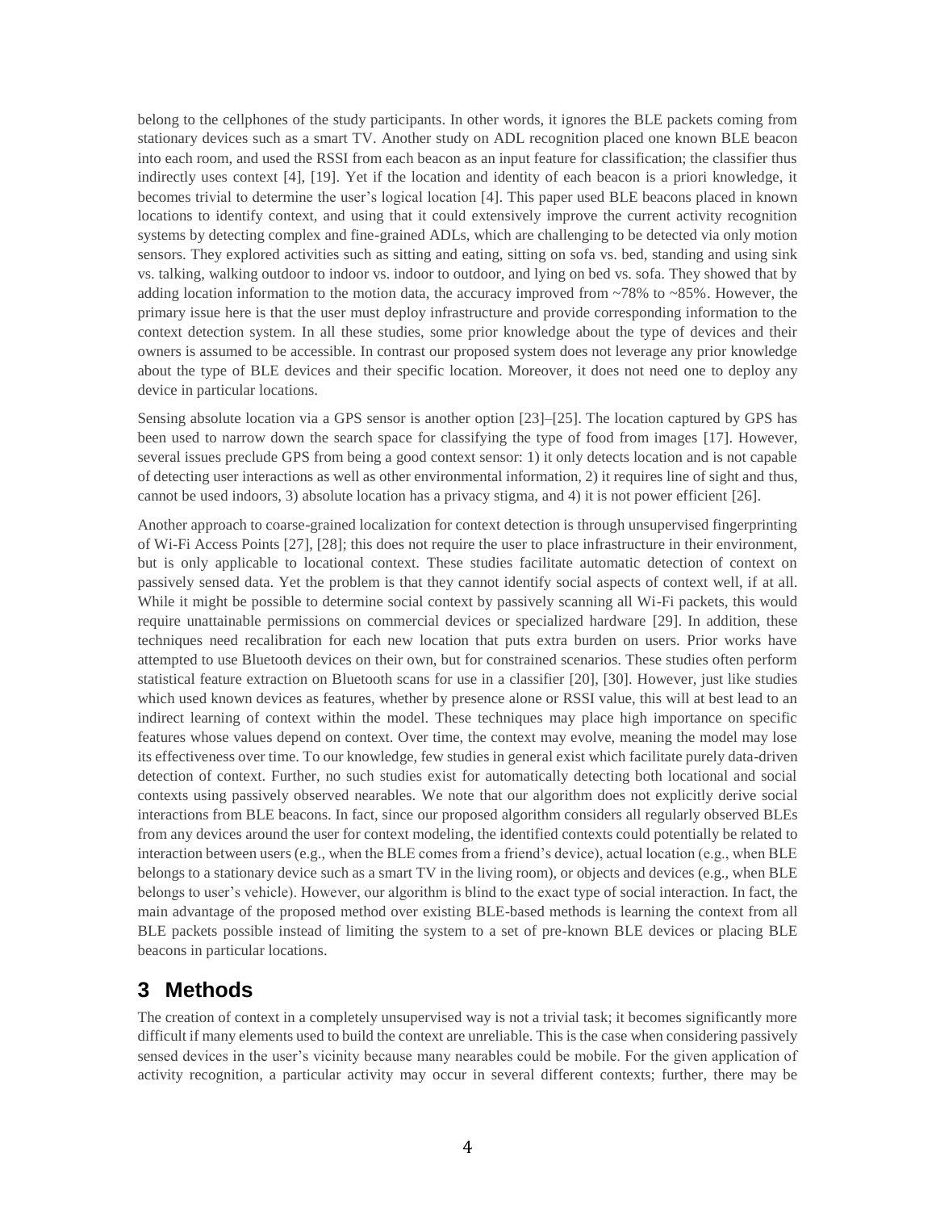belong to the cellphones of the study participants. In other words, it ignores the BLE packets coming from stationary devices such as a smart TV. Another study on ADL recognition placed one known BLE beacon into each room, and used the RSSI from each beacon as an input feature for classification; the classifier thus indirectly uses context [4], [19]. Yet if the location and identity of each beacon is a priori knowledge, it becomes trivial to determine the user's logical location [4]. This paper used BLE beacons placed in known locations to identify context, and using that it could extensively improve the current activity recognition systems by detecting complex and fine-grained ADLs, which are challenging to be detected via only motion sensors. They explored activities such as sitting and eating, sitting on sofa vs. bed, standing and using sink vs. talking, walking outdoor to indoor vs. indoor to outdoor, and lying on bed vs. sofa. They showed that by adding location information to the motion data, the accuracy improved from ~78% to ~85%. However, the primary issue here is that the user must deploy infrastructure and provide corresponding information to the context detection system. In all these studies, some prior knowledge about the type of devices and their owners is assumed to be accessible. In contrast our proposed system does not leverage any prior knowledge about the type of BLE devices and their specific location. Moreover, it does not need one to deploy any device in particular locations.

Sensing absolute location via a GPS sensor is another option [23]–[25]. The location captured by GPS has been used to narrow down the search space for classifying the type of food from images [17]. However, several issues preclude GPS from being a good context sensor: 1) it only detects location and is not capable of detecting user interactions as well as other environmental information, 2) it requires line of sight and thus, cannot be used indoors, 3) absolute location has a privacy stigma, and 4) it is not power efficient [26].

Another approach to coarse-grained localization for context detection is through unsupervised fingerprinting of Wi-Fi Access Points [27], [28]; this does not require the user to place infrastructure in their environment, but is only applicable to locational context. These studies facilitate automatic detection of context on passively sensed data. Yet the problem is that they cannot identify social aspects of context well, if at all. While it might be possible to determine social context by passively scanning all Wi-Fi packets, this would require unattainable permissions on commercial devices or specialized hardware [29]. In addition, these techniques need recalibration for each new location that puts extra burden on users. Prior works have attempted to use Bluetooth devices on their own, but for constrained scenarios. These studies often perform statistical feature extraction on Bluetooth scans for use in a classifier [20], [30]. However, just like studies which used known devices as features, whether by presence alone or RSSI value, this will at best lead to an indirect learning of context within the model. These techniques may place high importance on specific features whose values depend on context. Over time, the context may evolve, meaning the model may lose its effectiveness over time. To our knowledge, few studies in general exist which facilitate purely data-driven detection of context. Further, no such studies exist for automatically detecting both locational and social contexts using passively observed nearables. We note that our algorithm does not explicitly derive social interactions from BLE beacons. In fact, since our proposed algorithm considers all regularly observed BLEs from any devices around the user for context modeling, the identified contexts could potentially be related to interaction between users (e.g., when the BLE comes from a friend's device), actual location (e.g., when BLE belongs to a stationary device such as a smart TV in the living room), or objects and devices (e.g., when BLE belongs to user's vehicle). However, our algorithm is blind to the exact type of social interaction. In fact, the main advantage of the proposed method over existing BLE-based methods is learning the context from all BLE packets possible instead of limiting the system to a set of pre-known BLE devices or placing BLE beacons in particular locations.

# 3 Methods

The creation of context in a completely unsupervised way is not a trivial task; it becomes significantly more difficult if many elements used to build the context are unreliable. This is the case when considering passively sensed devices in the user's vicinity because many nearables could be mobile. For the given application of activity recognition, a particular activity may occur in several different contexts; further, there may be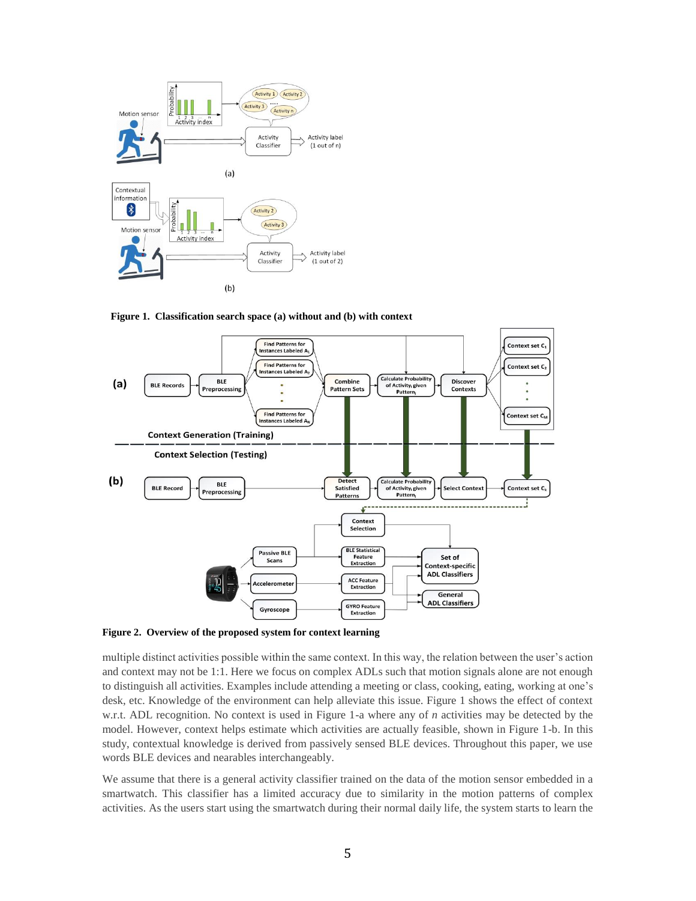**Figure 1. Classification search space (a) without and (b) with context**

**Figure 2. Overview of the proposed system for context learning**

multiple distinct activities possible within the same context. In this way, the relation between the user's action and context may not be 1:1. Here we focus on complex ADLs such that motion signals alone are not enough to distinguish all activities. Examples include attending a meeting or class, cooking, eating, working at one's desk, etc. Knowledge of the environment can help alleviate this issue. Figure 1 shows the effect of context w.r.t. ADL recognition. No context is used in Figure 1-a where any of $n$ activities may be detected by the model. However, context helps estimate which activities are actually feasible, shown in Figure 1-b. In this study, contextual knowledge is derived from passively sensed BLE devices. Throughout this paper, we use words BLE devices and nearables interchangeably.

We assume that there is a general activity classifier trained on the data of the motion sensor embedded in a smartwatch. This classifier has a limited accuracy due to similarity in the motion patterns of complex activities. As the users start using the smartwatch during their normal daily life, the system starts to learn the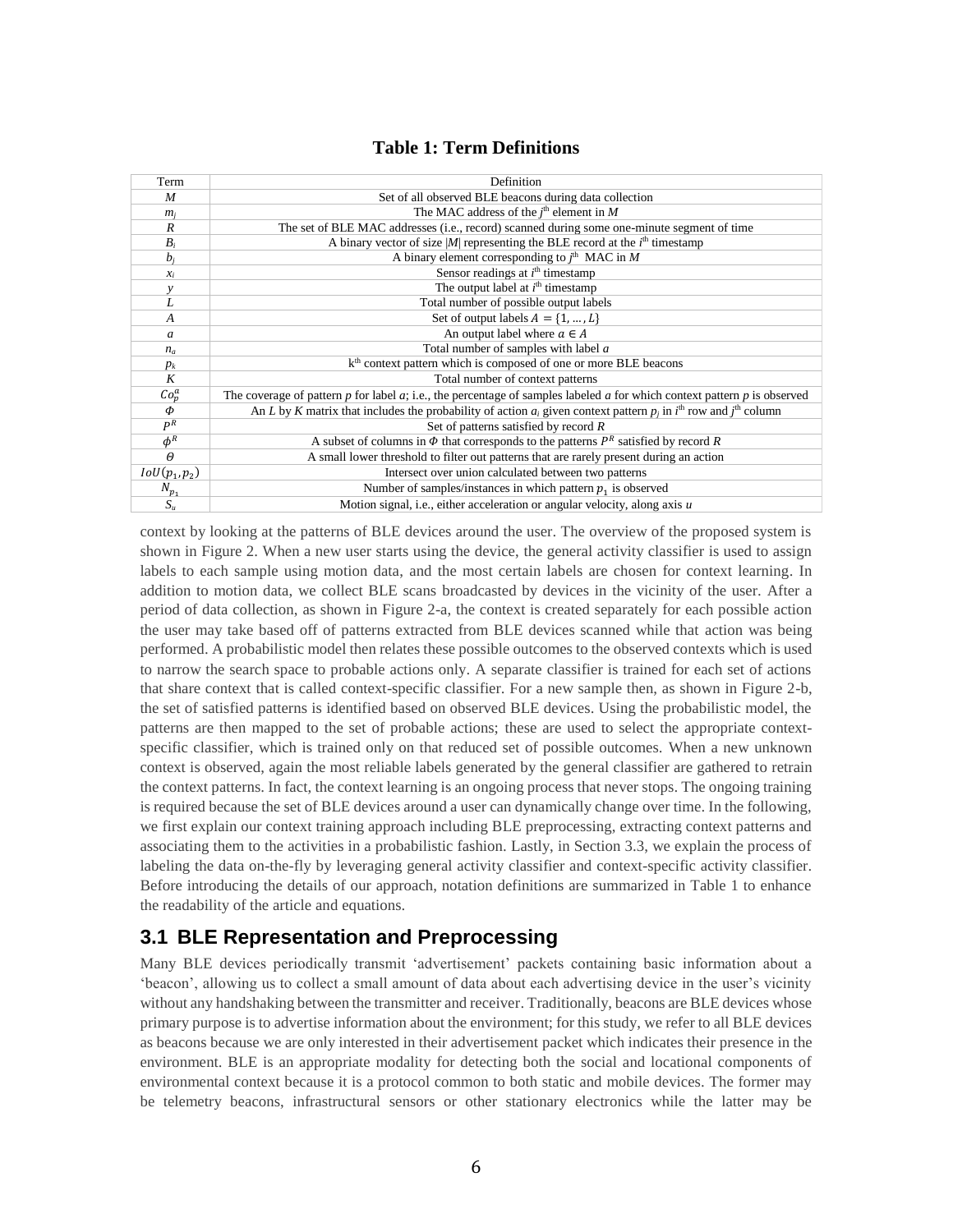**Table 1: Term Definitions**

| Term | Definition |
|---|---|
| $M$ | Set of all observed BLE beacons during data collection |
| $m_j$ | The MAC address of the $j^{th}$ element in $M$ |
| $R$ | The set of BLE MAC addresses (i.e., record) scanned during some one-minute segment of time |
| $B_i$ | A binary vector of size $\|M\|$ representing the BLE record at the $i^{th}$ timestamp |
| $b_j$ | A binary element corresponding to $j^{th}$ MAC in $M$ |
| $x_i$ | Sensor readings at $i^{th}$ timestamp |
| $y$ | The output label at $i^{th}$ timestamp |
| $L$ | Total number of possible output labels |
| $A$ | Set of output labels $A = \{1, \ldots, L\}$ |
| $a$ | An output label where $a \in A$ |
| $n_a$ | Total number of samples with label $a$ |
| $p_k$ | $k^{th}$ context pattern which is composed of one or more BLE beacons |
| $K$ | Total number of context patterns |
| $Co_p^a$ | The coverage of pattern $p$ for label $a$; i.e., the percentage of samples labeled $a$ for which context pattern $p$ is observed |
| $\Phi$ | An $L$ by $K$ matrix that includes the probability of action $a_i$ given context pattern $p_j$ in $i^{th}$ row and $j^{th}$ column |
| $P^R$ | Set of patterns satisfied by record $R$ |
| $\phi^R$ | A subset of columns in $\Phi$ that corresponds to the patterns $P^R$ satisfied by record $R$ |
| $\Theta$ | A small lower threshold to filter out patterns that are rarely present during an action |
| $IoU(p_1, p_2)$ | Intersect over union calculated between two patterns |
| $N_{p_1}$ | Number of samples/instances in which pattern $p_1$ is observed |
| $S_u$ | Motion signal, i.e., either acceleration or angular velocity, along axis $u$ |

context by looking at the patterns of BLE devices around the user. The overview of the proposed system is shown in Figure 2. When a new user starts using the device, the general activity classifier is used to assign labels to each sample using motion data, and the most certain labels are chosen for context learning. In addition to motion data, we collect BLE scans broadcasted by devices in the vicinity of the user. After a period of data collection, as shown in Figure 2-a, the context is created separately for each possible action the user may take based off of patterns extracted from BLE devices scanned while that action was being performed. A probabilistic model then relates these possible outcomes to the observed contexts which is used to narrow the search space to probable actions only. A separate classifier is trained for each set of actions that share context that is called context-specific classifier. For a new sample then, as shown in Figure 2-b, the set of satisfied patterns is identified based on observed BLE devices. Using the probabilistic model, the patterns are then mapped to the set of probable actions; these are used to select the appropriate context-specific classifier, which is trained only on that reduced set of possible outcomes. When a new unknown context is observed, again the most reliable labels generated by the general classifier are gathered to retrain the context patterns. In fact, the context learning is an ongoing process that never stops. The ongoing training is required because the set of BLE devices around a user can dynamically change over time. In the following, we first explain our context training approach including BLE preprocessing, extracting context patterns and associating them to the activities in a probabilistic fashion. Lastly, in Section 3.3, we explain the process of labeling the data on-the-fly by leveraging general activity classifier and context-specific activity classifier. Before introducing the details of our approach, notation definitions are summarized in Table 1 to enhance the readability of the article and equations.

## 3.1 BLE Representation and Preprocessing

Many BLE devices periodically transmit 'advertisement' packets containing basic information about a 'beacon', allowing us to collect a small amount of data about each advertising device in the user's vicinity without any handshaking between the transmitter and receiver. Traditionally, beacons are BLE devices whose primary purpose is to advertise information about the environment; for this study, we refer to all BLE devices as beacons because we are only interested in their advertisement packet which indicates their presence in the environment. BLE is an appropriate modality for detecting both the social and locational components of environmental context because it is a protocol common to both static and mobile devices. The former may be telemetry beacons, infrastructural sensors or other stationary electronics while the latter may be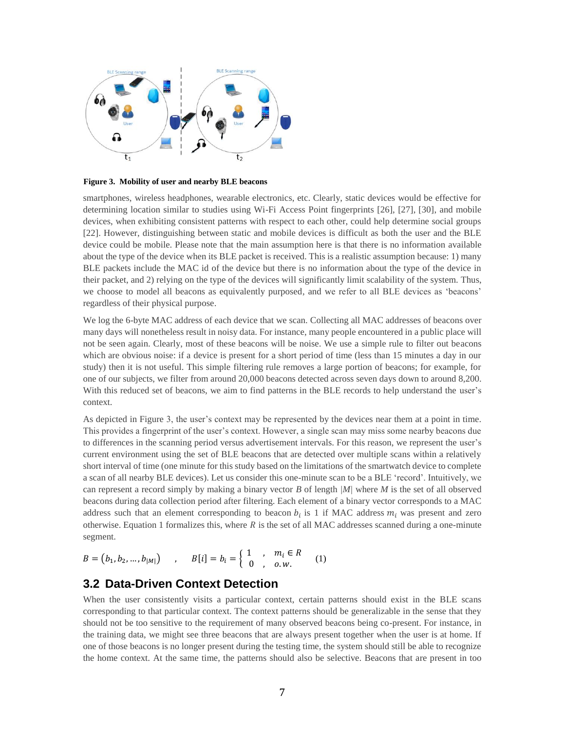Figure 3. Mobility of user and nearby BLE beacons

smartphones, wireless headphones, wearable electronics, etc. Clearly, static devices would be effective for determining location similar to studies using Wi-Fi Access Point fingerprints [26], [27], [30], and mobile devices, when exhibiting consistent patterns with respect to each other, could help determine social groups [22]. However, distinguishing between static and mobile devices is difficult as both the user and the BLE device could be mobile. Please note that the main assumption here is that there is no information available about the type of the device when its BLE packet is received. This is a realistic assumption because: 1) many BLE packets include the MAC id of the device but there is no information about the type of the device in their packet, and 2) relying on the type of the devices will significantly limit scalability of the system. Thus, we choose to model all beacons as equivalently purposed, and we refer to all BLE devices as 'beacons' regardless of their physical purpose.

We log the 6-byte MAC address of each device that we scan. Collecting all MAC addresses of beacons over many days will nonetheless result in noisy data. For instance, many people encountered in a public place will not be seen again. Clearly, most of these beacons will be noise. We use a simple rule to filter out beacons which are obvious noise: if a device is present for a short period of time (less than 15 minutes a day in our study) then it is not useful. This simple filtering rule removes a large portion of beacons; for example, for one of our subjects, we filter from around 20,000 beacons detected across seven days down to around 8,200. With this reduced set of beacons, we aim to find patterns in the BLE records to help understand the user's context.

As depicted in Figure 3, the user's context may be represented by the devices near them at a point in time. This provides a fingerprint of the user's context. However, a single scan may miss some nearby beacons due to differences in the scanning period versus advertisement intervals. For this reason, we represent the user's current environment using the set of BLE beacons that are detected over multiple scans within a relatively short interval of time (one minute for this study based on the limitations of the smartwatch device to complete a scan of all nearby BLE devices). Let us consider this one-minute scan to be a BLE 'record'. Intuitively, we can represent a record simply by making a binary vector $B$ of length $|M|$ where $M$ is the set of all observed beacons during data collection period after filtering. Each element of a binary vector corresponds to a MAC address such that an element corresponding to beacon $b_i$ is 1 if MAC address $m_i$ was present and zero otherwise. Equation 1 formalizes this, where $R$ is the set of all MAC addresses scanned during a one-minute segment.

$$B = (b_1, b_2, \ldots, b_{|M|}) \quad , \quad B[i] = b_i = \begin{cases} 1 & , \quad m_i \in R \\ 0 & , \quad o.w. \end{cases} \qquad (1)$$

## 3.2 Data-Driven Context Detection

When the user consistently visits a particular context, certain patterns should exist in the BLE scans corresponding to that particular context. The context patterns should be generalizable in the sense that they should not be too sensitive to the requirement of many observed beacons being co-present. For instance, in the training data, we might see three beacons that are always present together when the user is at home. If one of those beacons is no longer present during the testing time, the system should still be able to recognize the home context. At the same time, the patterns should also be selective. Beacons that are present in too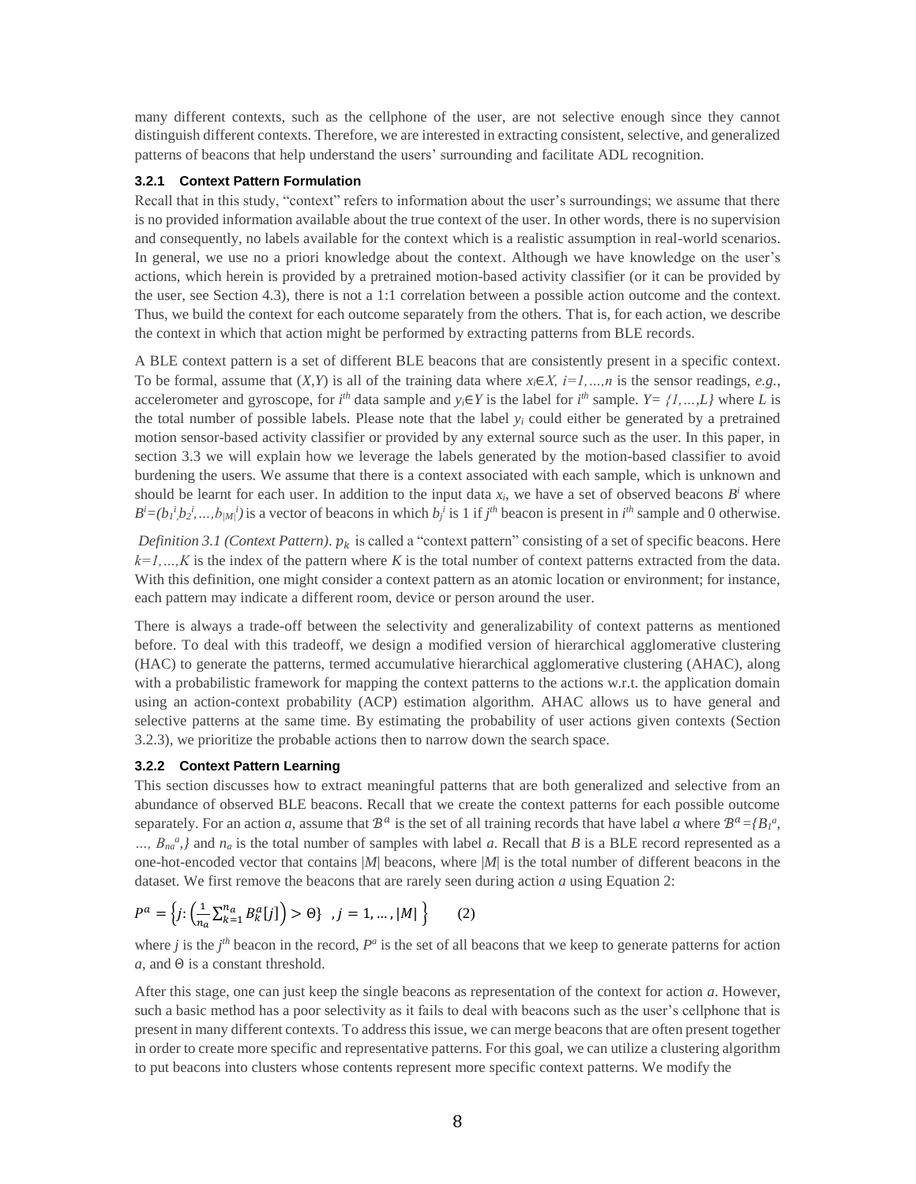many different contexts, such as the cellphone of the user, are not selective enough since they cannot distinguish different contexts. Therefore, we are interested in extracting consistent, selective, and generalized patterns of beacons that help understand the users' surrounding and facilitate ADL recognition.

### 3.2.1 Context Pattern Formulation

Recall that in this study, "context" refers to information about the user's surroundings; we assume that there is no provided information available about the true context of the user. In other words, there is no supervision and consequently, no labels available for the context which is a realistic assumption in real-world scenarios. In general, we use no a priori knowledge about the context. Although we have knowledge on the user's actions, which herein is provided by a pretrained motion-based activity classifier (or it can be provided by the user, see Section 4.3), there is not a 1:1 correlation between a possible action outcome and the context. Thus, we build the context for each outcome separately from the others. That is, for each action, we describe the context in which that action might be performed by extracting patterns from BLE records.

A BLE context pattern is a set of different BLE beacons that are consistently present in a specific context. To be formal, assume that $(X,Y)$ is all of the training data where $x_i \in X$, $i=1,\dots,n$ is the sensor readings, *e.g.*, accelerometer and gyroscope, for $i^{th}$ data sample and $y_i \in Y$ is the label for $i^{th}$ sample. $Y=\{1,\dots,L\}$ where $L$ is the total number of possible labels. Please note that the label $y_i$ could either be generated by a pretrained motion sensor-based activity classifier or provided by any external source such as the user. In this paper, in section 3.3 we will explain how we leverage the labels generated by the motion-based classifier to avoid burdening the users. We assume that there is a context associated with each sample, which is unknown and should be learnt for each user. In addition to the input data $x_i$, we have a set of observed beacons $B^i$ where $B^i=(b_1^i, b_2^i, \dots, b_{|M|}^i)$ is a vector of beacons in which $b_j^i$ is 1 if $j^{th}$ beacon is present in $i^{th}$ sample and 0 otherwise.

*Definition 3.1 (Context Pattern).* $p_k$ is called a "context pattern" consisting of a set of specific beacons. Here $k=1,\dots,K$ is the index of the pattern where $K$ is the total number of context patterns extracted from the data. With this definition, one might consider a context pattern as an atomic location or environment; for instance, each pattern may indicate a different room, device or person around the user.

There is always a trade-off between the selectivity and generalizability of context patterns as mentioned before. To deal with this tradeoff, we design a modified version of hierarchical agglomerative clustering (HAC) to generate the patterns, termed accumulative hierarchical agglomerative clustering (AHAC), along with a probabilistic framework for mapping the context patterns to the actions w.r.t. the application domain using an action-context probability (ACP) estimation algorithm. AHAC allows us to have general and selective patterns at the same time. By estimating the probability of user actions given contexts (Section 3.2.3), we prioritize the probable actions then to narrow down the search space.

### 3.2.2 Context Pattern Learning

This section discusses how to extract meaningful patterns that are both generalized and selective from an abundance of observed BLE beacons. Recall that we create the context patterns for each possible outcome separately. For an action $a$, assume that $\mathcal{B}^a$ is the set of all training records that have label $a$ where $\mathcal{B}^a=\{B_1^a, \dots, B_{n_a}^a\}$ and $n_a$ is the total number of samples with label $a$. Recall that $B$ is a BLE record represented as a one-hot-encoded vector that contains $|M|$ beacons, where $|M|$ is the total number of different beacons in the dataset. We first remove the beacons that are rarely seen during action $a$ using Equation 2:

$$P^a = \left\{ j : \left( \frac{1}{n_a} \sum_{k=1}^{n_a} B_k^a[j] \right) > \Theta \right\} \quad , j = 1, \dots, |M| \quad (2)$$

where $j$ is the $j^{th}$ beacon in the record, $P^a$ is the set of all beacons that we keep to generate patterns for action $a$, and $\Theta$ is a constant threshold.

After this stage, one can just keep the single beacons as representation of the context for action $a$. However, such a basic method has a poor selectivity as it fails to deal with beacons such as the user's cellphone that is present in many different contexts. To address this issue, we can merge beacons that are often present together in order to create more specific and representative patterns. For this goal, we can utilize a clustering algorithm to put beacons into clusters whose contents represent more specific context patterns. We modify the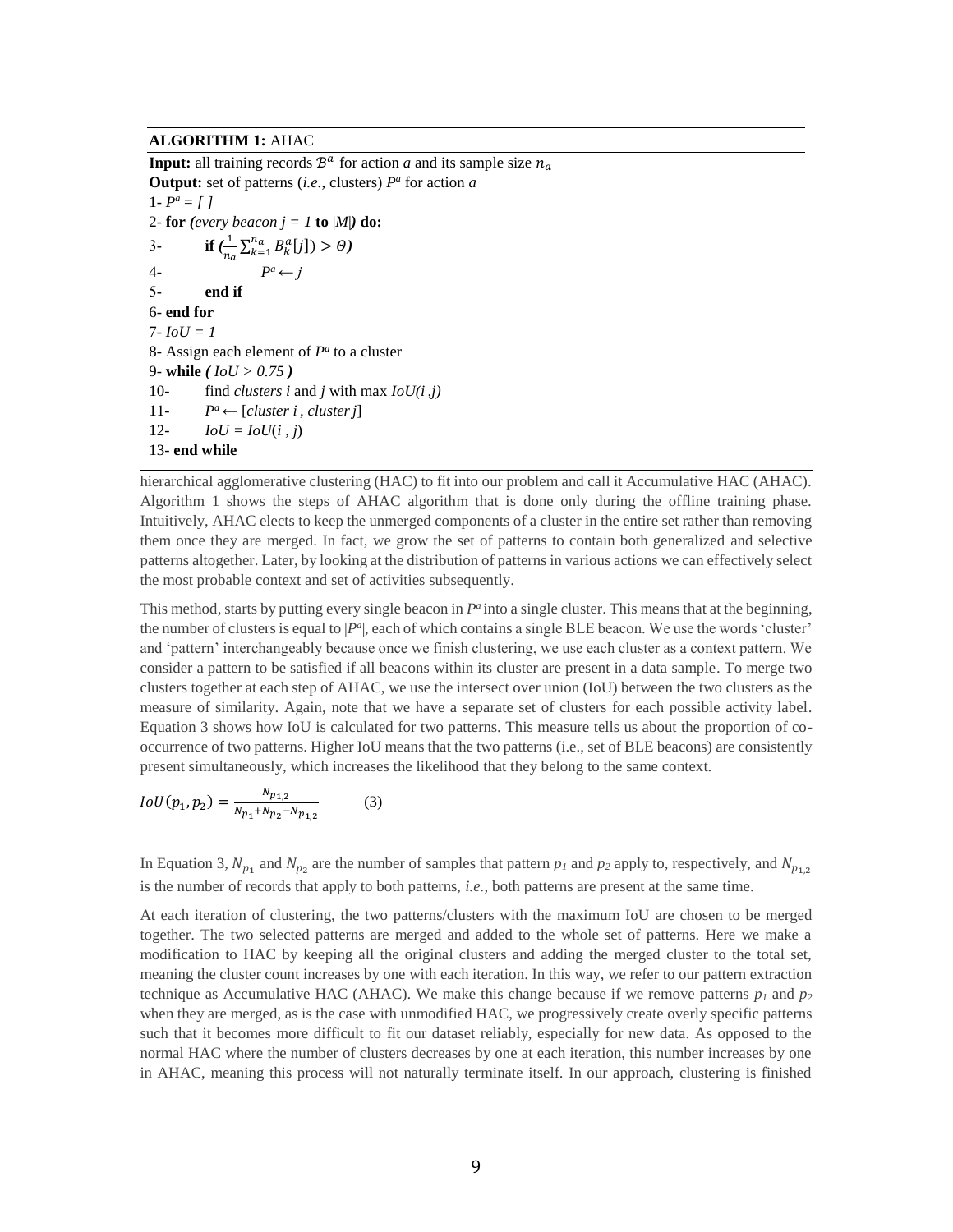**ALGORITHM 1:** AHAC

**Input:** all training records $\mathcal{B}^a$ for action *a* and its sample size $n_a$

**Output:** set of patterns (*i.e.*, clusters) $P^a$ for action *a*

1- $P^a = [\ ]$
2- **for** *(every beacon j = 1* **to** *|M|)* **do:**
3- &nbsp;&nbsp;&nbsp;&nbsp;**if** $\left(\frac{1}{n_a}\sum_{k=1}^{n_a} B_k^a[j]\right) > \Theta$)
4- &nbsp;&nbsp;&nbsp;&nbsp;&nbsp;&nbsp;&nbsp;&nbsp;$P^a \leftarrow j$
5- &nbsp;&nbsp;&nbsp;&nbsp;**end if**
6- **end for**
7- *IoU = 1*
8- Assign each element of $P^a$ to a cluster
9- **while** *( IoU > 0.75 )*
10- &nbsp;&nbsp;&nbsp;&nbsp;find *clusters i* and *j* with max *IoU(i ,j)*
11- &nbsp;&nbsp;&nbsp;&nbsp;$P^a \leftarrow$ [*cluster i , cluster j*]
12- &nbsp;&nbsp;&nbsp;&nbsp;*IoU = IoU*(*i* , *j*)
13- **end while**

hierarchical agglomerative clustering (HAC) to fit into our problem and call it Accumulative HAC (AHAC). Algorithm 1 shows the steps of AHAC algorithm that is done only during the offline training phase. Intuitively, AHAC elects to keep the unmerged components of a cluster in the entire set rather than removing them once they are merged. In fact, we grow the set of patterns to contain both generalized and selective patterns altogether. Later, by looking at the distribution of patterns in various actions we can effectively select the most probable context and set of activities subsequently.

This method, starts by putting every single beacon in $P^a$ into a single cluster. This means that at the beginning, the number of clusters is equal to $|P^a|$, each of which contains a single BLE beacon. We use the words 'cluster' and 'pattern' interchangeably because once we finish clustering, we use each cluster as a context pattern. We consider a pattern to be satisfied if all beacons within its cluster are present in a data sample. To merge two clusters together at each step of AHAC, we use the intersect over union (IoU) between the two clusters as the measure of similarity. Again, note that we have a separate set of clusters for each possible activity label. Equation 3 shows how IoU is calculated for two patterns. This measure tells us about the proportion of co-occurrence of two patterns. Higher IoU means that the two patterns (i.e., set of BLE beacons) are consistently present simultaneously, which increases the likelihood that they belong to the same context.

$$IoU(p_1, p_2) = \frac{N_{p_{1,2}}}{N_{p_1} + N_{p_2} - N_{p_{1,2}}} \qquad (3)$$

In Equation 3, $N_{p_1}$ and $N_{p_2}$ are the number of samples that pattern $p_1$ and $p_2$ apply to, respectively, and $N_{p_{1,2}}$ is the number of records that apply to both patterns, *i.e.*, both patterns are present at the same time.

At each iteration of clustering, the two patterns/clusters with the maximum IoU are chosen to be merged together. The two selected patterns are merged and added to the whole set of patterns. Here we make a modification to HAC by keeping all the original clusters and adding the merged cluster to the total set, meaning the cluster count increases by one with each iteration. In this way, we refer to our pattern extraction technique as Accumulative HAC (AHAC). We make this change because if we remove patterns $p_1$ and $p_2$ when they are merged, as is the case with unmodified HAC, we progressively create overly specific patterns such that it becomes more difficult to fit our dataset reliably, especially for new data. As opposed to the normal HAC where the number of clusters decreases by one at each iteration, this number increases by one in AHAC, meaning this process will not naturally terminate itself. In our approach, clustering is finished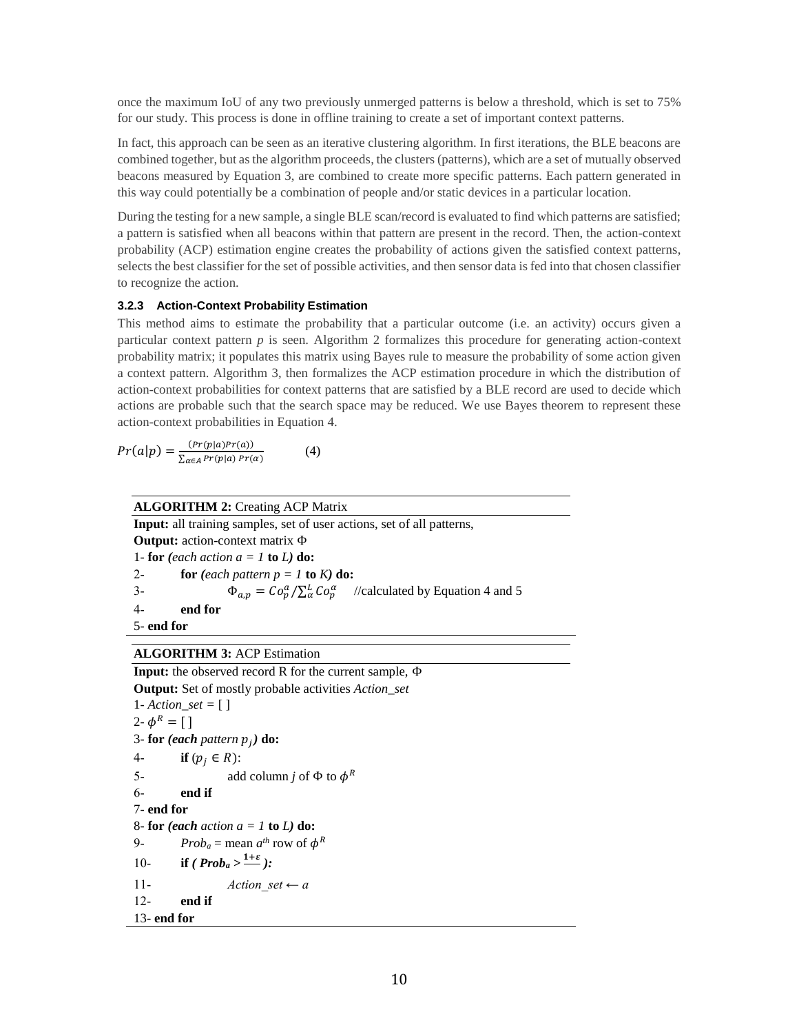once the maximum IoU of any two previously unmerged patterns is below a threshold, which is set to 75% for our study. This process is done in offline training to create a set of important context patterns.

In fact, this approach can be seen as an iterative clustering algorithm. In first iterations, the BLE beacons are combined together, but as the algorithm proceeds, the clusters (patterns), which are a set of mutually observed beacons measured by Equation 3, are combined to create more specific patterns. Each pattern generated in this way could potentially be a combination of people and/or static devices in a particular location.

During the testing for a new sample, a single BLE scan/record is evaluated to find which patterns are satisfied; a pattern is satisfied when all beacons within that pattern are present in the record. Then, the action-context probability (ACP) estimation engine creates the probability of actions given the satisfied context patterns, selects the best classifier for the set of possible activities, and then sensor data is fed into that chosen classifier to recognize the action.

#### 3.2.3 Action-Context Probability Estimation

This method aims to estimate the probability that a particular outcome (i.e. an activity) occurs given a particular context pattern *p* is seen. Algorithm 2 formalizes this procedure for generating action-context probability matrix; it populates this matrix using Bayes rule to measure the probability of some action given a context pattern. Algorithm 3, then formalizes the ACP estimation procedure in which the distribution of action-context probabilities for context patterns that are satisfied by a BLE record are used to decide which actions are probable such that the search space may be reduced. We use Bayes theorem to represent these action-context probabilities in Equation 4.

$$Pr(a|p) = \frac{(Pr(p|a)Pr(a))}{\sum_{\alpha \in A} Pr(p|a)\ Pr(\alpha)} \qquad (4)$$

**ALGORITHM 2:** Creating ACP Matrix

**Input:** all training samples, set of user actions, set of all patterns,
**Output:** action-context matrix $\Phi$

1- **for** *(each action a = 1* **to** *L)* **do:**
2- &nbsp;&nbsp;&nbsp;&nbsp;**for** *(each pattern p = 1* **to** *K)* **do:**
3- &nbsp;&nbsp;&nbsp;&nbsp;&nbsp;&nbsp;&nbsp;&nbsp;$\Phi_{a,p} = Co_p^a / \sum_{\alpha}^{L} Co_p^{\alpha}$ &nbsp;&nbsp;&nbsp;//calculated by Equation 4 and 5
4- &nbsp;&nbsp;&nbsp;&nbsp;**end for**
5- **end for**

**ALGORITHM 3:** ACP Estimation

**Input:** the observed record R for the current sample, $\Phi$
**Output:** Set of mostly probable activities *Action_set*

1- *Action_set* = [ ]
2- $\phi^R = [\,]$
3- **for** *(each pattern* $p_j$*)* **do:**
4- &nbsp;&nbsp;&nbsp;&nbsp;**if** ($p_j \in R$):
5- &nbsp;&nbsp;&nbsp;&nbsp;&nbsp;&nbsp;&nbsp;&nbsp;add column *j* of $\Phi$ to $\phi^R$
6- &nbsp;&nbsp;&nbsp;&nbsp;**end if**
7- **end for**
8- **for** *(each action a = 1* **to** *L)* **do:**
9- &nbsp;&nbsp;&nbsp;&nbsp;$Prob_a$ = mean $a^{th}$ row of $\phi^R$
10- &nbsp;&nbsp;&nbsp;**if** *(* $Prob_a > \frac{1+\varepsilon}{}$ *):*
11- &nbsp;&nbsp;&nbsp;&nbsp;&nbsp;&nbsp;&nbsp;&nbsp;*Action_set* ← *a*
12- &nbsp;&nbsp;&nbsp;**end if**
13- **end for**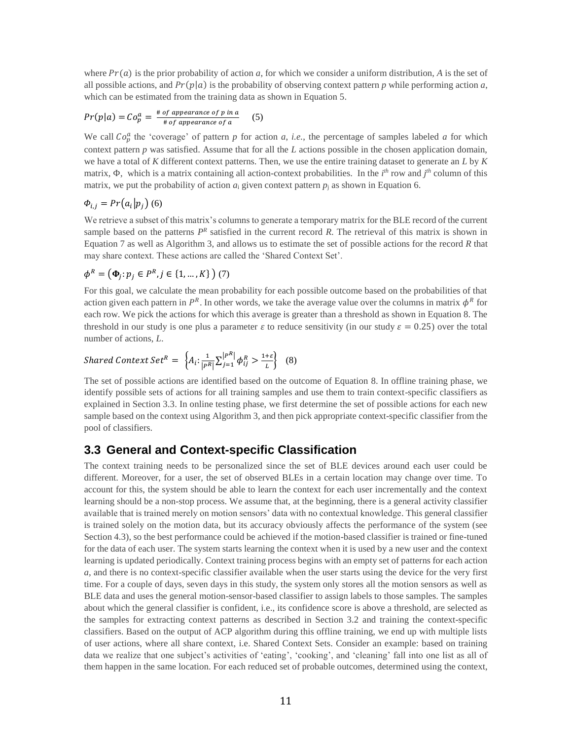where $Pr(a)$ is the prior probability of action $a$, for which we consider a uniform distribution, $A$ is the set of all possible actions, and $Pr(p|a)$ is the probability of observing context pattern $p$ while performing action $a$, which can be estimated from the training data as shown in Equation 5.

$$Pr(p|a) = Co_p^a = \frac{\#\ of\ appearance\ of\ p\ in\ a}{\#\ of\ appearance\ of\ a} \quad (5)$$

We call $Co_p^a$ the 'coverage' of pattern $p$ for action $a$, *i.e.*, the percentage of samples labeled $a$ for which context pattern $p$ was satisfied. Assume that for all the $L$ actions possible in the chosen application domain, we have a total of $K$ different context patterns. Then, we use the entire training dataset to generate an $L$ by $K$ matrix, $\Phi$, which is a matrix containing all action-context probabilities. In the $i^{th}$ row and $j^{th}$ column of this matrix, we put the probability of action $a_i$ given context pattern $p_j$ as shown in Equation 6.

$$\Phi_{i,j} = Pr(a_i|p_j) \quad (6)$$

We retrieve a subset of this matrix's columns to generate a temporary matrix for the BLE record of the current sample based on the patterns $P^R$ satisfied in the current record $R$. The retrieval of this matrix is shown in Equation 7 as well as Algorithm 3, and allows us to estimate the set of possible actions for the record $R$ that may share context. These actions are called the 'Shared Context Set'.

$$\phi^R = \left(\mathbf{\Phi}_j : p_j \in P^R, j \in \{1, \dots, K\}\right) \quad (7)$$

For this goal, we calculate the mean probability for each possible outcome based on the probabilities of that action given each pattern in $P^R$. In other words, we take the average value over the columns in matrix $\phi^R$ for each row. We pick the actions for which this average is greater than a threshold as shown in Equation 8. The threshold in our study is one plus a parameter $\varepsilon$ to reduce sensitivity (in our study $\varepsilon = 0.25$) over the total number of actions, $L$.

$$Shared\ Context\ Set^R = \left\{A_i : \frac{1}{|P^R|}\sum_{j=1}^{|P^R|}\phi_{ij}^R > \frac{1+\varepsilon}{L}\right\} \quad (8)$$

The set of possible actions are identified based on the outcome of Equation 8. In offline training phase, we identify possible sets of actions for all training samples and use them to train context-specific classifiers as explained in Section 3.3. In online testing phase, we first determine the set of possible actions for each new sample based on the context using Algorithm 3, and then pick appropriate context-specific classifier from the pool of classifiers.

## 3.3 General and Context-specific Classification

The context training needs to be personalized since the set of BLE devices around each user could be different. Moreover, for a user, the set of observed BLEs in a certain location may change over time. To account for this, the system should be able to learn the context for each user incrementally and the context learning should be a non-stop process. We assume that, at the beginning, there is a general activity classifier available that is trained merely on motion sensors' data with no contextual knowledge. This general classifier is trained solely on the motion data, but its accuracy obviously affects the performance of the system (see Section 4.3), so the best performance could be achieved if the motion-based classifier is trained or fine-tuned for the data of each user. The system starts learning the context when it is used by a new user and the context learning is updated periodically. Context training process begins with an empty set of patterns for each action $a$, and there is no context-specific classifier available when the user starts using the device for the very first time. For a couple of days, seven days in this study, the system only stores all the motion sensors as well as BLE data and uses the general motion-sensor-based classifier to assign labels to those samples. The samples about which the general classifier is confident, i.e., its confidence score is above a threshold, are selected as the samples for extracting context patterns as described in Section 3.2 and training the context-specific classifiers. Based on the output of ACP algorithm during this offline training, we end up with multiple lists of user actions, where all share context, i.e. Shared Context Sets. Consider an example: based on training data we realize that one subject's activities of 'eating', 'cooking', and 'cleaning' fall into one list as all of them happen in the same location. For each reduced set of probable outcomes, determined using the context,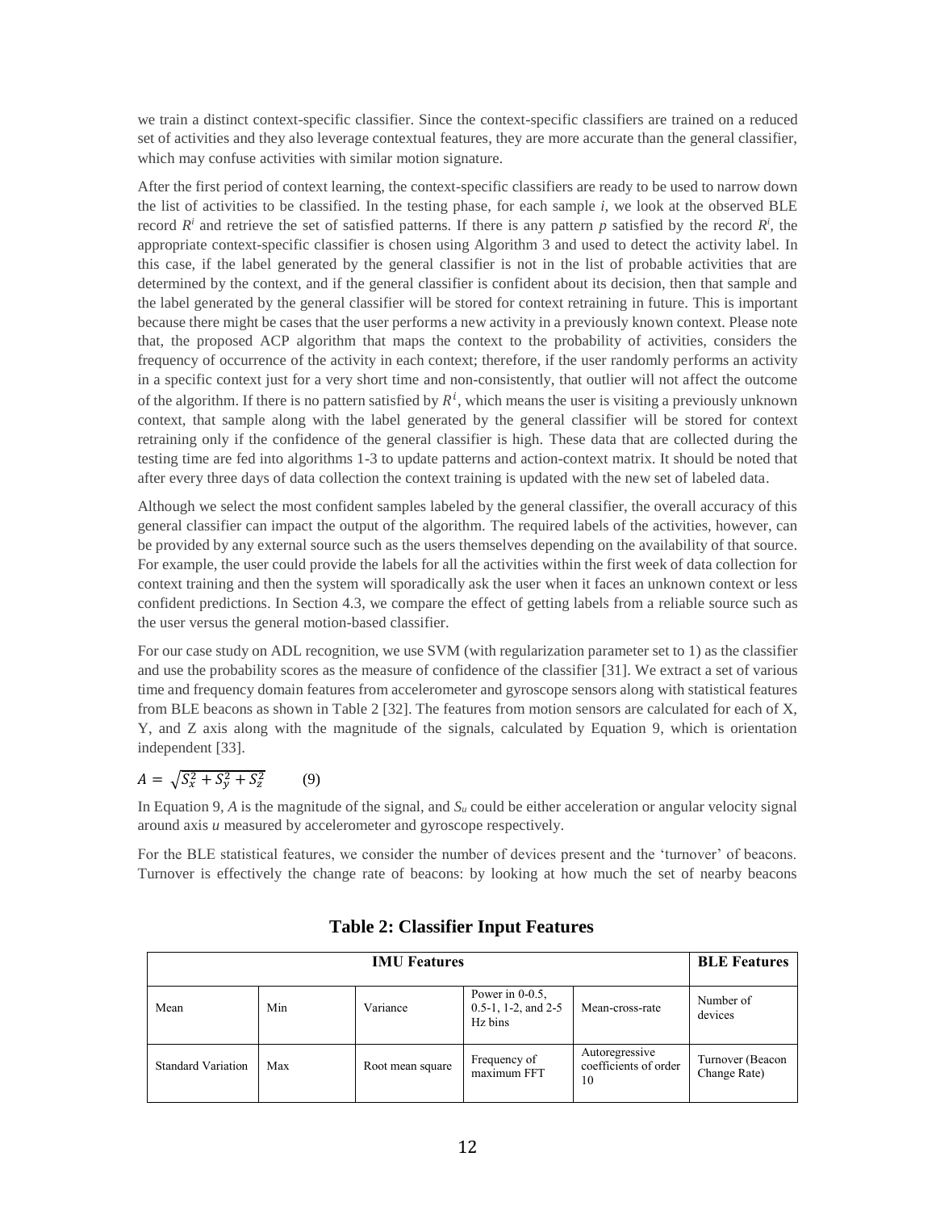we train a distinct context-specific classifier. Since the context-specific classifiers are trained on a reduced set of activities and they also leverage contextual features, they are more accurate than the general classifier, which may confuse activities with similar motion signature.

After the first period of context learning, the context-specific classifiers are ready to be used to narrow down the list of activities to be classified. In the testing phase, for each sample *i*, we look at the observed BLE record $R^i$ and retrieve the set of satisfied patterns. If there is any pattern *p* satisfied by the record $R^i$, the appropriate context-specific classifier is chosen using Algorithm 3 and used to detect the activity label. In this case, if the label generated by the general classifier is not in the list of probable activities that are determined by the context, and if the general classifier is confident about its decision, then that sample and the label generated by the general classifier will be stored for context retraining in future. This is important because there might be cases that the user performs a new activity in a previously known context. Please note that, the proposed ACP algorithm that maps the context to the probability of activities, considers the frequency of occurrence of the activity in each context; therefore, if the user randomly performs an activity in a specific context just for a very short time and non-consistently, that outlier will not affect the outcome of the algorithm. If there is no pattern satisfied by $R^i$, which means the user is visiting a previously unknown context, that sample along with the label generated by the general classifier will be stored for context retraining only if the confidence of the general classifier is high. These data that are collected during the testing time are fed into algorithms 1-3 to update patterns and action-context matrix. It should be noted that after every three days of data collection the context training is updated with the new set of labeled data.

Although we select the most confident samples labeled by the general classifier, the overall accuracy of this general classifier can impact the output of the algorithm. The required labels of the activities, however, can be provided by any external source such as the users themselves depending on the availability of that source. For example, the user could provide the labels for all the activities within the first week of data collection for context training and then the system will sporadically ask the user when it faces an unknown context or less confident predictions. In Section 4.3, we compare the effect of getting labels from a reliable source such as the user versus the general motion-based classifier.

For our case study on ADL recognition, we use SVM (with regularization parameter set to 1) as the classifier and use the probability scores as the measure of confidence of the classifier [31]. We extract a set of various time and frequency domain features from accelerometer and gyroscope sensors along with statistical features from BLE beacons as shown in Table 2 [32]. The features from motion sensors are calculated for each of X, Y, and Z axis along with the magnitude of the signals, calculated by Equation 9, which is orientation independent [33].

$$A = \sqrt{S_x^2 + S_y^2 + S_z^2} \qquad (9)$$

In Equation 9, *A* is the magnitude of the signal, and $S_u$ could be either acceleration or angular velocity signal around axis *u* measured by accelerometer and gyroscope respectively.

For the BLE statistical features, we consider the number of devices present and the 'turnover' of beacons. Turnover is effectively the change rate of beacons: by looking at how much the set of nearby beacons

**Table 2: Classifier Input Features**

| IMU Features | | | | | BLE Features |
|---|---|---|---|---|---|
| Mean | Min | Variance | Power in 0-0.5, 0.5-1, 1-2, and 2-5 Hz bins | Mean-cross-rate | Number of devices |
| Standard Variation | Max | Root mean square | Frequency of maximum FFT | Autoregressive coefficients of order 10 | Turnover (Beacon Change Rate) |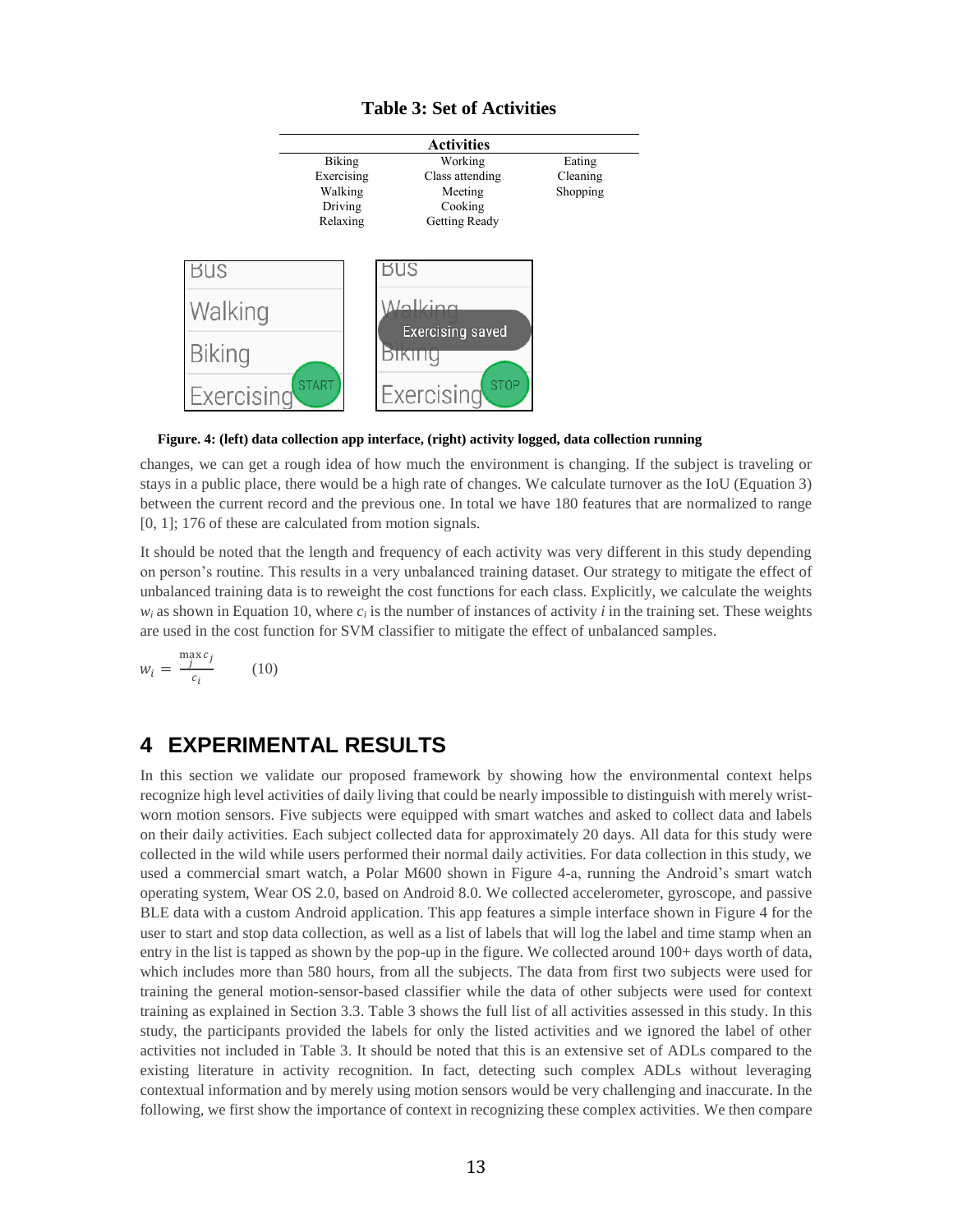**Table 3: Set of Activities**

| Activities | | |
|---|---|---|
| Biking | Working | Eating |
| Exercising | Class attending | Cleaning |
| Walking | Meeting | Shopping |
| Driving | Cooking | |
| Relaxing | Getting Ready | |

**Figure. 4: (left) data collection app interface, (right) activity logged, data collection running**

changes, we can get a rough idea of how much the environment is changing. If the subject is traveling or stays in a public place, there would be a high rate of changes. We calculate turnover as the IoU (Equation 3) between the current record and the previous one. In total we have 180 features that are normalized to range [0, 1]; 176 of these are calculated from motion signals.

It should be noted that the length and frequency of each activity was very different in this study depending on person's routine. This results in a very unbalanced training dataset. Our strategy to mitigate the effect of unbalanced training data is to reweight the cost functions for each class. Explicitly, we calculate the weights $w_i$ as shown in Equation 10, where $c_i$ is the number of instances of activity $i$ in the training set. These weights are used in the cost function for SVM classifier to mitigate the effect of unbalanced samples.

$$w_i = \frac{\max_j c_j}{c_i} \qquad (10)$$

# 4 EXPERIMENTAL RESULTS

In this section we validate our proposed framework by showing how the environmental context helps recognize high level activities of daily living that could be nearly impossible to distinguish with merely wrist-worn motion sensors. Five subjects were equipped with smart watches and asked to collect data and labels on their daily activities. Each subject collected data for approximately 20 days. All data for this study were collected in the wild while users performed their normal daily activities. For data collection in this study, we used a commercial smart watch, a Polar M600 shown in Figure 4-a, running the Android's smart watch operating system, Wear OS 2.0, based on Android 8.0. We collected accelerometer, gyroscope, and passive BLE data with a custom Android application. This app features a simple interface shown in Figure 4 for the user to start and stop data collection, as well as a list of labels that will log the label and time stamp when an entry in the list is tapped as shown by the pop-up in the figure. We collected around 100+ days worth of data, which includes more than 580 hours, from all the subjects. The data from first two subjects were used for training the general motion-sensor-based classifier while the data of other subjects were used for context training as explained in Section 3.3. Table 3 shows the full list of all activities assessed in this study. In this study, the participants provided the labels for only the listed activities and we ignored the label of other activities not included in Table 3. It should be noted that this is an extensive set of ADLs compared to the existing literature in activity recognition. In fact, detecting such complex ADLs without leveraging contextual information and by merely using motion sensors would be very challenging and inaccurate. In the following, we first show the importance of context in recognizing these complex activities. We then compare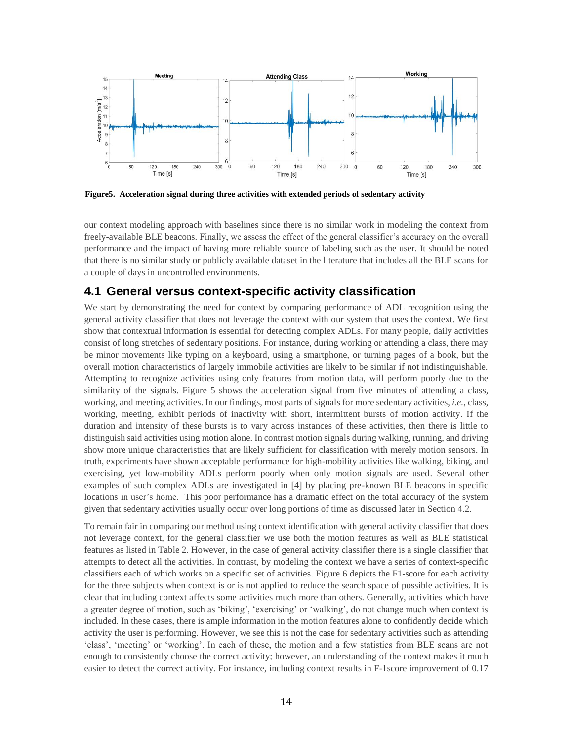**Figure5. Acceleration signal during three activities with extended periods of sedentary activity**

our context modeling approach with baselines since there is no similar work in modeling the context from freely-available BLE beacons. Finally, we assess the effect of the general classifier's accuracy on the overall performance and the impact of having more reliable source of labeling such as the user. It should be noted that there is no similar study or publicly available dataset in the literature that includes all the BLE scans for a couple of days in uncontrolled environments.

## 4.1 General versus context-specific activity classification

We start by demonstrating the need for context by comparing performance of ADL recognition using the general activity classifier that does not leverage the context with our system that uses the context. We first show that contextual information is essential for detecting complex ADLs. For many people, daily activities consist of long stretches of sedentary positions. For instance, during working or attending a class, there may be minor movements like typing on a keyboard, using a smartphone, or turning pages of a book, but the overall motion characteristics of largely immobile activities are likely to be similar if not indistinguishable. Attempting to recognize activities using only features from motion data, will perform poorly due to the similarity of the signals. Figure 5 shows the acceleration signal from five minutes of attending a class, working, and meeting activities. In our findings, most parts of signals for more sedentary activities, *i.e.*, class, working, meeting, exhibit periods of inactivity with short, intermittent bursts of motion activity. If the duration and intensity of these bursts is to vary across instances of these activities, then there is little to distinguish said activities using motion alone. In contrast motion signals during walking, running, and driving show more unique characteristics that are likely sufficient for classification with merely motion sensors. In truth, experiments have shown acceptable performance for high-mobility activities like walking, biking, and exercising, yet low-mobility ADLs perform poorly when only motion signals are used. Several other examples of such complex ADLs are investigated in [4] by placing pre-known BLE beacons in specific locations in user's home. This poor performance has a dramatic effect on the total accuracy of the system given that sedentary activities usually occur over long portions of time as discussed later in Section 4.2.

To remain fair in comparing our method using context identification with general activity classifier that does not leverage context, for the general classifier we use both the motion features as well as BLE statistical features as listed in Table 2. However, in the case of general activity classifier there is a single classifier that attempts to detect all the activities. In contrast, by modeling the context we have a series of context-specific classifiers each of which works on a specific set of activities. Figure 6 depicts the F1-score for each activity for the three subjects when context is or is not applied to reduce the search space of possible activities. It is clear that including context affects some activities much more than others. Generally, activities which have a greater degree of motion, such as 'biking', 'exercising' or 'walking', do not change much when context is included. In these cases, there is ample information in the motion features alone to confidently decide which activity the user is performing. However, we see this is not the case for sedentary activities such as attending 'class', 'meeting' or 'working'. In each of these, the motion and a few statistics from BLE scans are not enough to consistently choose the correct activity; however, an understanding of the context makes it much easier to detect the correct activity. For instance, including context results in F-1score improvement of 0.17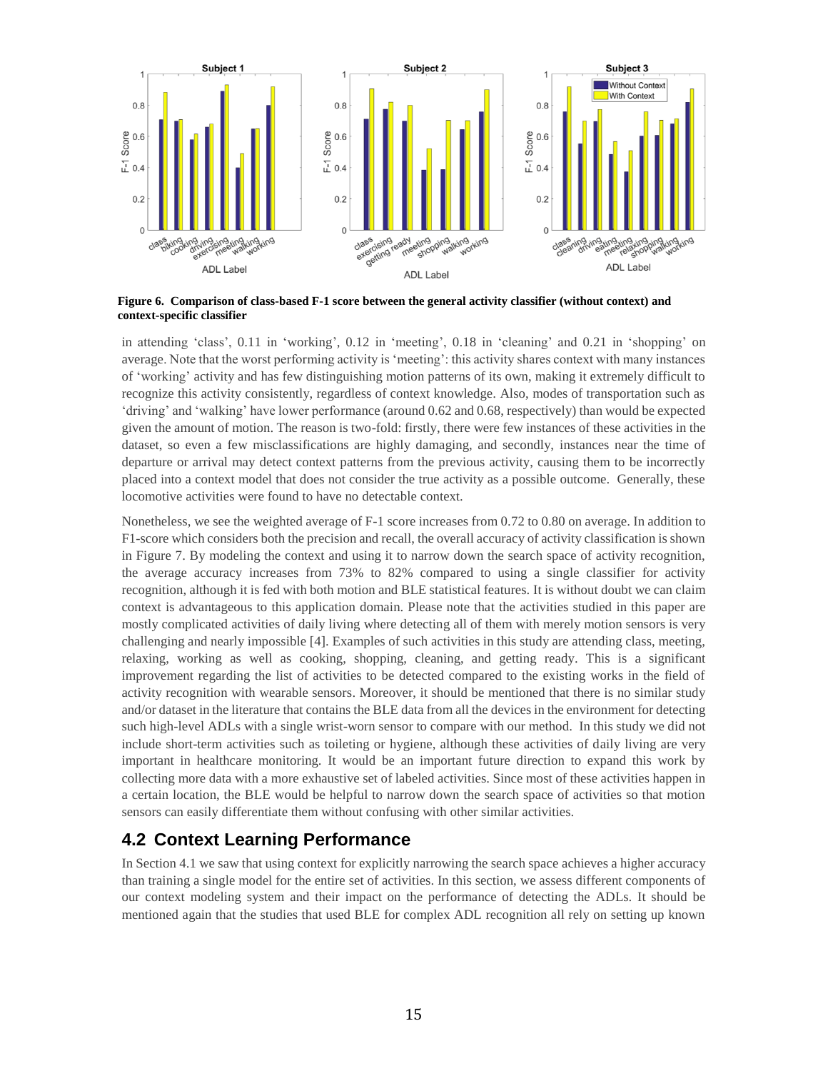**Figure 6. Comparison of class-based F-1 score between the general activity classifier (without context) and context-specific classifier**

in attending 'class', 0.11 in 'working', 0.12 in 'meeting', 0.18 in 'cleaning' and 0.21 in 'shopping' on average. Note that the worst performing activity is 'meeting': this activity shares context with many instances of 'working' activity and has few distinguishing motion patterns of its own, making it extremely difficult to recognize this activity consistently, regardless of context knowledge. Also, modes of transportation such as 'driving' and 'walking' have lower performance (around 0.62 and 0.68, respectively) than would be expected given the amount of motion. The reason is two-fold: firstly, there were few instances of these activities in the dataset, so even a few misclassifications are highly damaging, and secondly, instances near the time of departure or arrival may detect context patterns from the previous activity, causing them to be incorrectly placed into a context model that does not consider the true activity as a possible outcome. Generally, these locomotive activities were found to have no detectable context.

Nonetheless, we see the weighted average of F-1 score increases from 0.72 to 0.80 on average. In addition to F1-score which considers both the precision and recall, the overall accuracy of activity classification is shown in Figure 7. By modeling the context and using it to narrow down the search space of activity recognition, the average accuracy increases from 73% to 82% compared to using a single classifier for activity recognition, although it is fed with both motion and BLE statistical features. It is without doubt we can claim context is advantageous to this application domain. Please note that the activities studied in this paper are mostly complicated activities of daily living where detecting all of them with merely motion sensors is very challenging and nearly impossible [4]. Examples of such activities in this study are attending class, meeting, relaxing, working as well as cooking, shopping, cleaning, and getting ready. This is a significant improvement regarding the list of activities to be detected compared to the existing works in the field of activity recognition with wearable sensors. Moreover, it should be mentioned that there is no similar study and/or dataset in the literature that contains the BLE data from all the devices in the environment for detecting such high-level ADLs with a single wrist-worn sensor to compare with our method. In this study we did not include short-term activities such as toileting or hygiene, although these activities of daily living are very important in healthcare monitoring. It would be an important future direction to expand this work by collecting more data with a more exhaustive set of labeled activities. Since most of these activities happen in a certain location, the BLE would be helpful to narrow down the search space of activities so that motion sensors can easily differentiate them without confusing with other similar activities.

## 4.2 Context Learning Performance

In Section 4.1 we saw that using context for explicitly narrowing the search space achieves a higher accuracy than training a single model for the entire set of activities. In this section, we assess different components of our context modeling system and their impact on the performance of detecting the ADLs. It should be mentioned again that the studies that used BLE for complex ADL recognition all rely on setting up known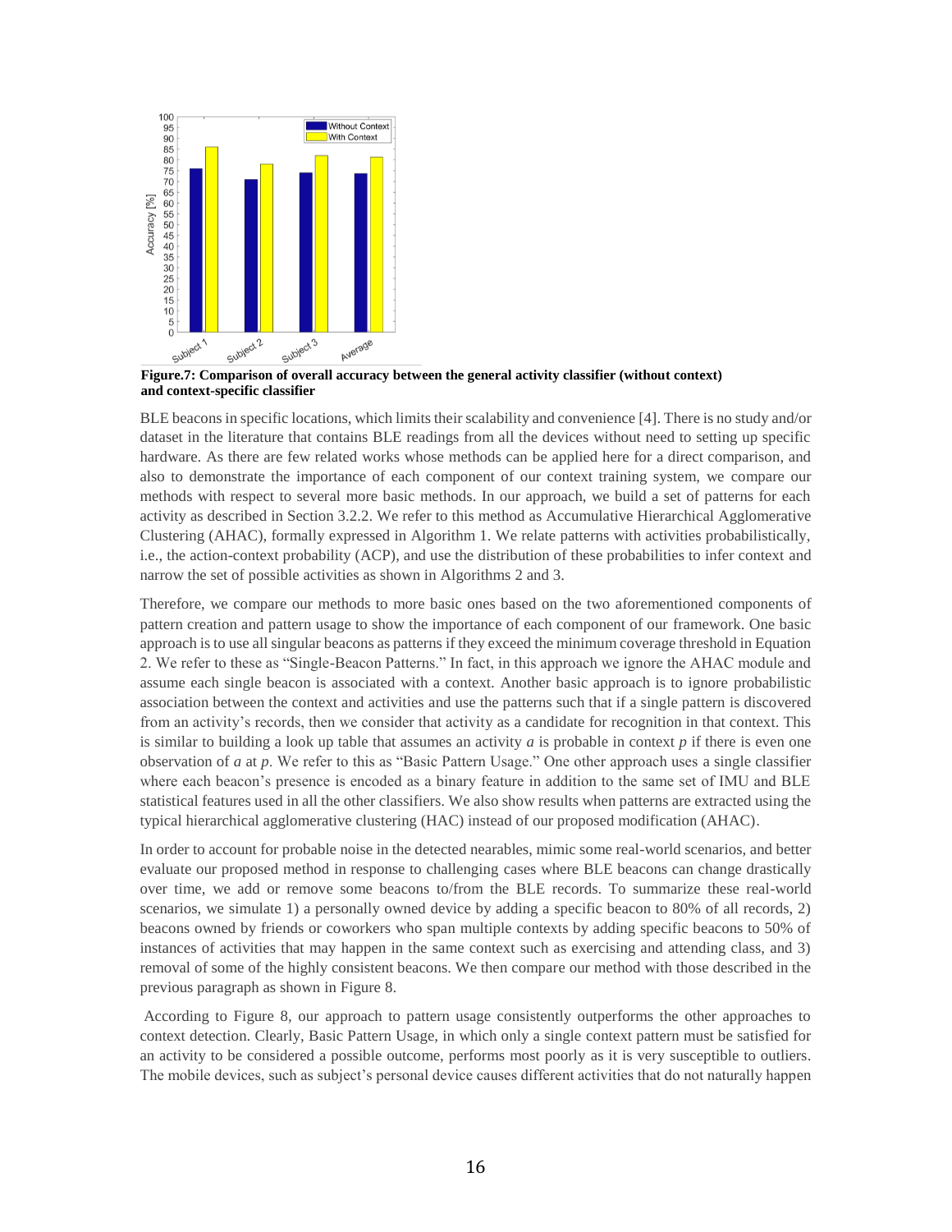**Figure.7: Comparison of overall accuracy between the general activity classifier (without context) and context-specific classifier**

BLE beacons in specific locations, which limits their scalability and convenience [4]. There is no study and/or dataset in the literature that contains BLE readings from all the devices without need to setting up specific hardware. As there are few related works whose methods can be applied here for a direct comparison, and also to demonstrate the importance of each component of our context training system, we compare our methods with respect to several more basic methods. In our approach, we build a set of patterns for each activity as described in Section 3.2.2. We refer to this method as Accumulative Hierarchical Agglomerative Clustering (AHAC), formally expressed in Algorithm 1. We relate patterns with activities probabilistically, i.e., the action-context probability (ACP), and use the distribution of these probabilities to infer context and narrow the set of possible activities as shown in Algorithms 2 and 3.

Therefore, we compare our methods to more basic ones based on the two aforementioned components of pattern creation and pattern usage to show the importance of each component of our framework. One basic approach is to use all singular beacons as patterns if they exceed the minimum coverage threshold in Equation 2. We refer to these as "Single-Beacon Patterns." In fact, in this approach we ignore the AHAC module and assume each single beacon is associated with a context. Another basic approach is to ignore probabilistic association between the context and activities and use the patterns such that if a single pattern is discovered from an activity's records, then we consider that activity as a candidate for recognition in that context. This is similar to building a look up table that assumes an activity $a$ is probable in context $p$ if there is even one observation of $a$ at $p$. We refer to this as "Basic Pattern Usage." One other approach uses a single classifier where each beacon's presence is encoded as a binary feature in addition to the same set of IMU and BLE statistical features used in all the other classifiers. We also show results when patterns are extracted using the typical hierarchical agglomerative clustering (HAC) instead of our proposed modification (AHAC).

In order to account for probable noise in the detected nearables, mimic some real-world scenarios, and better evaluate our proposed method in response to challenging cases where BLE beacons can change drastically over time, we add or remove some beacons to/from the BLE records. To summarize these real-world scenarios, we simulate 1) a personally owned device by adding a specific beacon to 80% of all records, 2) beacons owned by friends or coworkers who span multiple contexts by adding specific beacons to 50% of instances of activities that may happen in the same context such as exercising and attending class, and 3) removal of some of the highly consistent beacons. We then compare our method with those described in the previous paragraph as shown in Figure 8.

According to Figure 8, our approach to pattern usage consistently outperforms the other approaches to context detection. Clearly, Basic Pattern Usage, in which only a single context pattern must be satisfied for an activity to be considered a possible outcome, performs most poorly as it is very susceptible to outliers. The mobile devices, such as subject's personal device causes different activities that do not naturally happen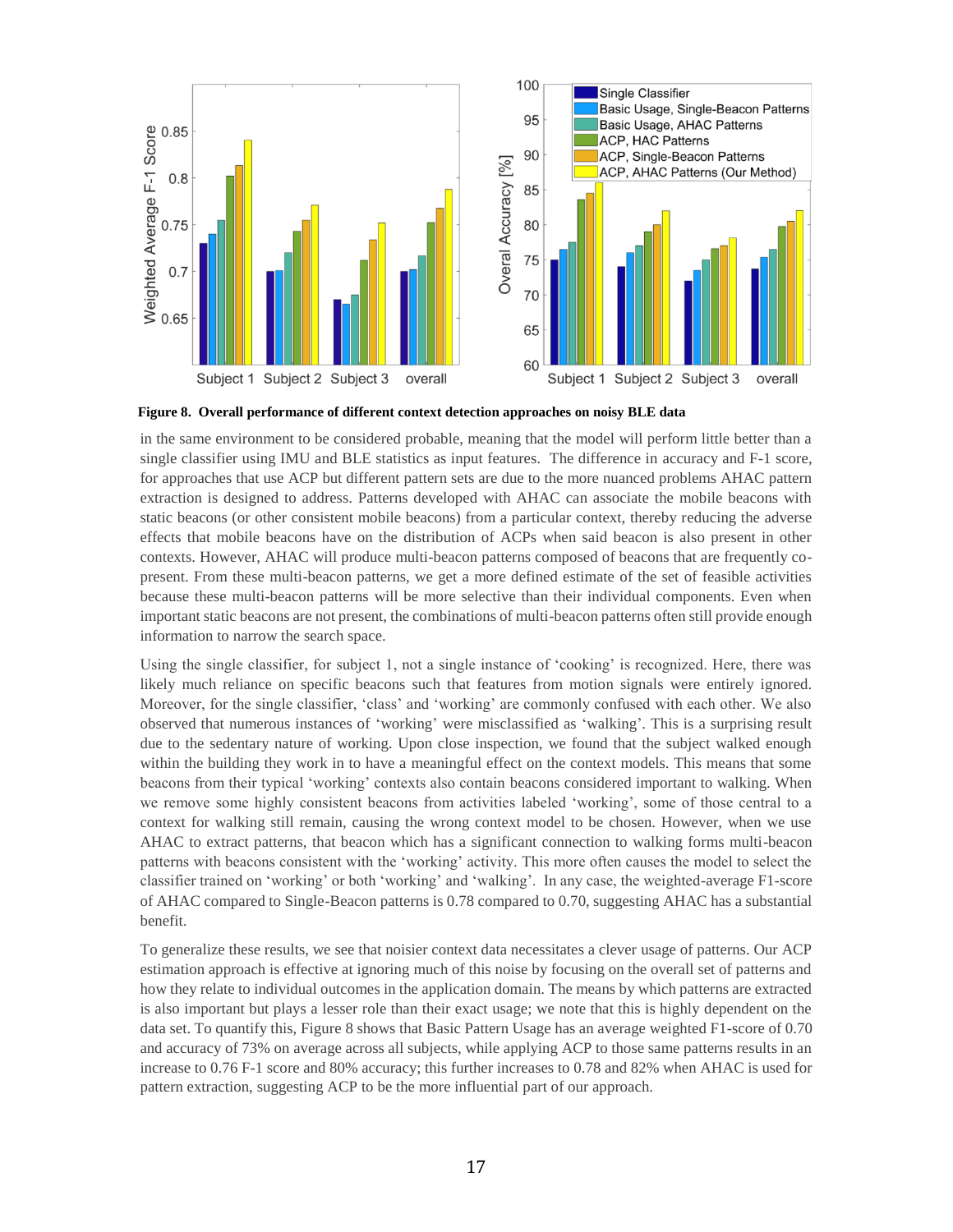**Figure 8. Overall performance of different context detection approaches on noisy BLE data**

in the same environment to be considered probable, meaning that the model will perform little better than a single classifier using IMU and BLE statistics as input features. The difference in accuracy and F-1 score, for approaches that use ACP but different pattern sets are due to the more nuanced problems AHAC pattern extraction is designed to address. Patterns developed with AHAC can associate the mobile beacons with static beacons (or other consistent mobile beacons) from a particular context, thereby reducing the adverse effects that mobile beacons have on the distribution of ACPs when said beacon is also present in other contexts. However, AHAC will produce multi-beacon patterns composed of beacons that are frequently co-present. From these multi-beacon patterns, we get a more defined estimate of the set of feasible activities because these multi-beacon patterns will be more selective than their individual components. Even when important static beacons are not present, the combinations of multi-beacon patterns often still provide enough information to narrow the search space.

Using the single classifier, for subject 1, not a single instance of 'cooking' is recognized. Here, there was likely much reliance on specific beacons such that features from motion signals were entirely ignored. Moreover, for the single classifier, 'class' and 'working' are commonly confused with each other. We also observed that numerous instances of 'working' were misclassified as 'walking'. This is a surprising result due to the sedentary nature of working. Upon close inspection, we found that the subject walked enough within the building they work in to have a meaningful effect on the context models. This means that some beacons from their typical 'working' contexts also contain beacons considered important to walking. When we remove some highly consistent beacons from activities labeled 'working', some of those central to a context for walking still remain, causing the wrong context model to be chosen. However, when we use AHAC to extract patterns, that beacon which has a significant connection to walking forms multi-beacon patterns with beacons consistent with the 'working' activity. This more often causes the model to select the classifier trained on 'working' or both 'working' and 'walking'. In any case, the weighted-average F1-score of AHAC compared to Single-Beacon patterns is 0.78 compared to 0.70, suggesting AHAC has a substantial benefit.

To generalize these results, we see that noisier context data necessitates a clever usage of patterns. Our ACP estimation approach is effective at ignoring much of this noise by focusing on the overall set of patterns and how they relate to individual outcomes in the application domain. The means by which patterns are extracted is also important but plays a lesser role than their exact usage; we note that this is highly dependent on the data set. To quantify this, Figure 8 shows that Basic Pattern Usage has an average weighted F1-score of 0.70 and accuracy of 73% on average across all subjects, while applying ACP to those same patterns results in an increase to 0.76 F-1 score and 80% accuracy; this further increases to 0.78 and 82% when AHAC is used for pattern extraction, suggesting ACP to be the more influential part of our approach.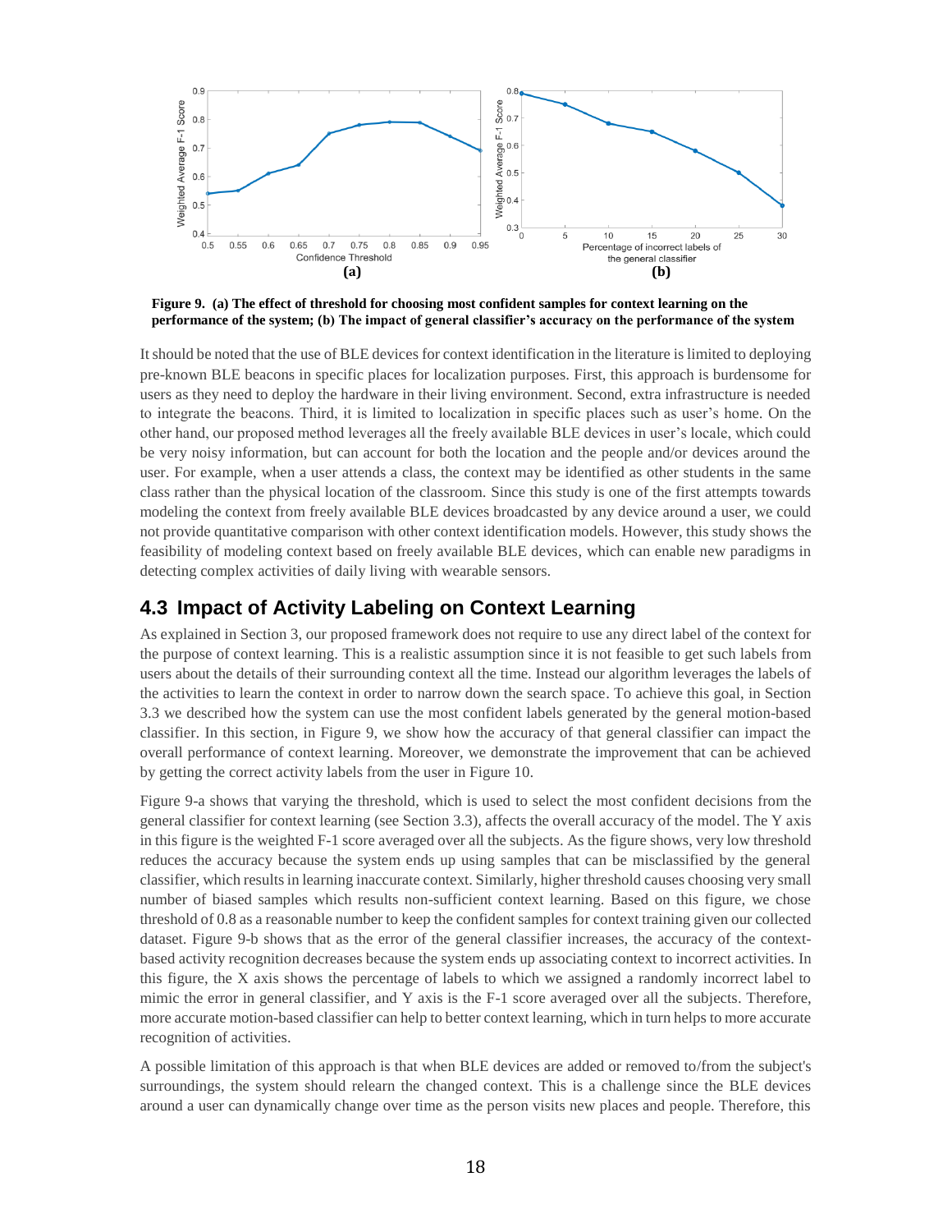**Figure 9. (a) The effect of threshold for choosing most confident samples for context learning on the performance of the system; (b) The impact of general classifier's accuracy on the performance of the system**

It should be noted that the use of BLE devices for context identification in the literature is limited to deploying pre-known BLE beacons in specific places for localization purposes. First, this approach is burdensome for users as they need to deploy the hardware in their living environment. Second, extra infrastructure is needed to integrate the beacons. Third, it is limited to localization in specific places such as user's home. On the other hand, our proposed method leverages all the freely available BLE devices in user's locale, which could be very noisy information, but can account for both the location and the people and/or devices around the user. For example, when a user attends a class, the context may be identified as other students in the same class rather than the physical location of the classroom. Since this study is one of the first attempts towards modeling the context from freely available BLE devices broadcasted by any device around a user, we could not provide quantitative comparison with other context identification models. However, this study shows the feasibility of modeling context based on freely available BLE devices, which can enable new paradigms in detecting complex activities of daily living with wearable sensors.

## 4.3 Impact of Activity Labeling on Context Learning

As explained in Section 3, our proposed framework does not require to use any direct label of the context for the purpose of context learning. This is a realistic assumption since it is not feasible to get such labels from users about the details of their surrounding context all the time. Instead our algorithm leverages the labels of the activities to learn the context in order to narrow down the search space. To achieve this goal, in Section 3.3 we described how the system can use the most confident labels generated by the general motion-based classifier. In this section, in Figure 9, we show how the accuracy of that general classifier can impact the overall performance of context learning. Moreover, we demonstrate the improvement that can be achieved by getting the correct activity labels from the user in Figure 10.

Figure 9-a shows that varying the threshold, which is used to select the most confident decisions from the general classifier for context learning (see Section 3.3), affects the overall accuracy of the model. The Y axis in this figure is the weighted F-1 score averaged over all the subjects. As the figure shows, very low threshold reduces the accuracy because the system ends up using samples that can be misclassified by the general classifier, which results in learning inaccurate context. Similarly, higher threshold causes choosing very small number of biased samples which results non-sufficient context learning. Based on this figure, we chose threshold of 0.8 as a reasonable number to keep the confident samples for context training given our collected dataset. Figure 9-b shows that as the error of the general classifier increases, the accuracy of the context-based activity recognition decreases because the system ends up associating context to incorrect activities. In this figure, the X axis shows the percentage of labels to which we assigned a randomly incorrect label to mimic the error in general classifier, and Y axis is the F-1 score averaged over all the subjects. Therefore, more accurate motion-based classifier can help to better context learning, which in turn helps to more accurate recognition of activities.

A possible limitation of this approach is that when BLE devices are added or removed to/from the subject's surroundings, the system should relearn the changed context. This is a challenge since the BLE devices around a user can dynamically change over time as the person visits new places and people. Therefore, this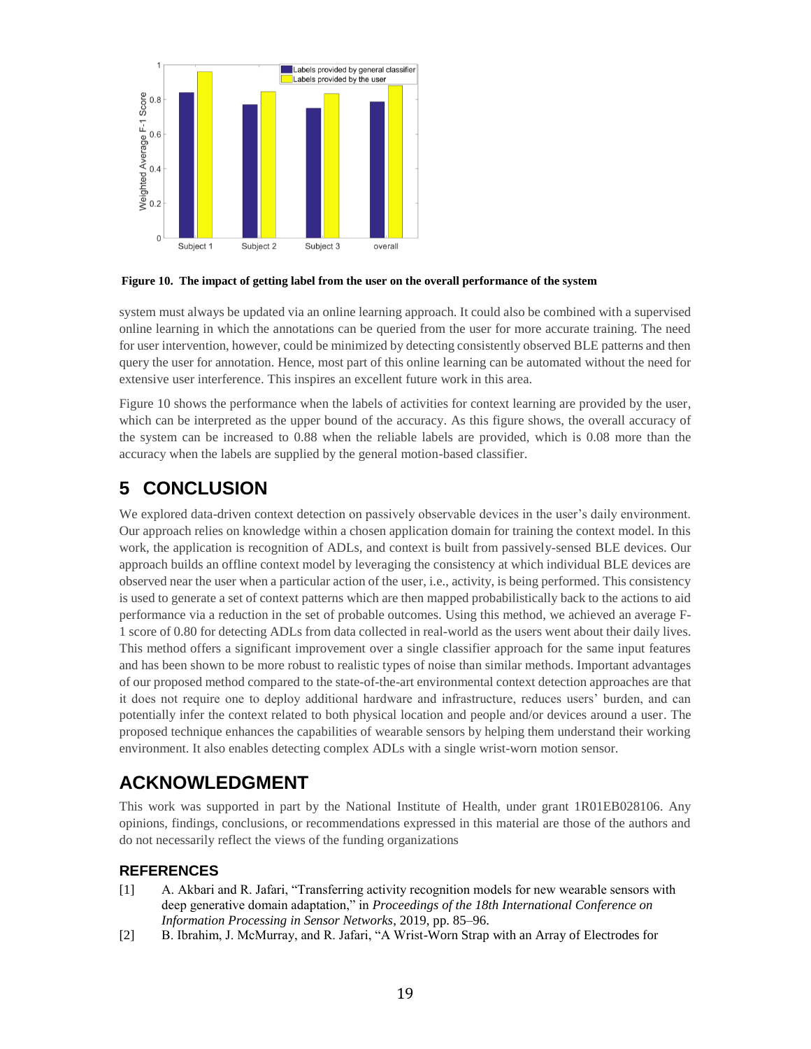Figure 10. The impact of getting label from the user on the overall performance of the system

system must always be updated via an online learning approach. It could also be combined with a supervised online learning in which the annotations can be queried from the user for more accurate training. The need for user intervention, however, could be minimized by detecting consistently observed BLE patterns and then query the user for annotation. Hence, most part of this online learning can be automated without the need for extensive user interference. This inspires an excellent future work in this area.

Figure 10 shows the performance when the labels of activities for context learning are provided by the user, which can be interpreted as the upper bound of the accuracy. As this figure shows, the overall accuracy of the system can be increased to 0.88 when the reliable labels are provided, which is 0.08 more than the accuracy when the labels are supplied by the general motion-based classifier.

# 5 CONCLUSION

We explored data-driven context detection on passively observable devices in the user's daily environment. Our approach relies on knowledge within a chosen application domain for training the context model. In this work, the application is recognition of ADLs, and context is built from passively-sensed BLE devices. Our approach builds an offline context model by leveraging the consistency at which individual BLE devices are observed near the user when a particular action of the user, i.e., activity, is being performed. This consistency is used to generate a set of context patterns which are then mapped probabilistically back to the actions to aid performance via a reduction in the set of probable outcomes. Using this method, we achieved an average F-1 score of 0.80 for detecting ADLs from data collected in real-world as the users went about their daily lives. This method offers a significant improvement over a single classifier approach for the same input features and has been shown to be more robust to realistic types of noise than similar methods. Important advantages of our proposed method compared to the state-of-the-art environmental context detection approaches are that it does not require one to deploy additional hardware and infrastructure, reduces users' burden, and can potentially infer the context related to both physical location and people and/or devices around a user. The proposed technique enhances the capabilities of wearable sensors by helping them understand their working environment. It also enables detecting complex ADLs with a single wrist-worn motion sensor.

# ACKNOWLEDGMENT

This work was supported in part by the National Institute of Health, under grant 1R01EB028106. Any opinions, findings, conclusions, or recommendations expressed in this material are those of the authors and do not necessarily reflect the views of the funding organizations

## REFERENCES

[1] A. Akbari and R. Jafari, "Transferring activity recognition models for new wearable sensors with deep generative domain adaptation," in *Proceedings of the 18th International Conference on Information Processing in Sensor Networks*, 2019, pp. 85–96.

[2] B. Ibrahim, J. McMurray, and R. Jafari, "A Wrist-Worn Strap with an Array of Electrodes for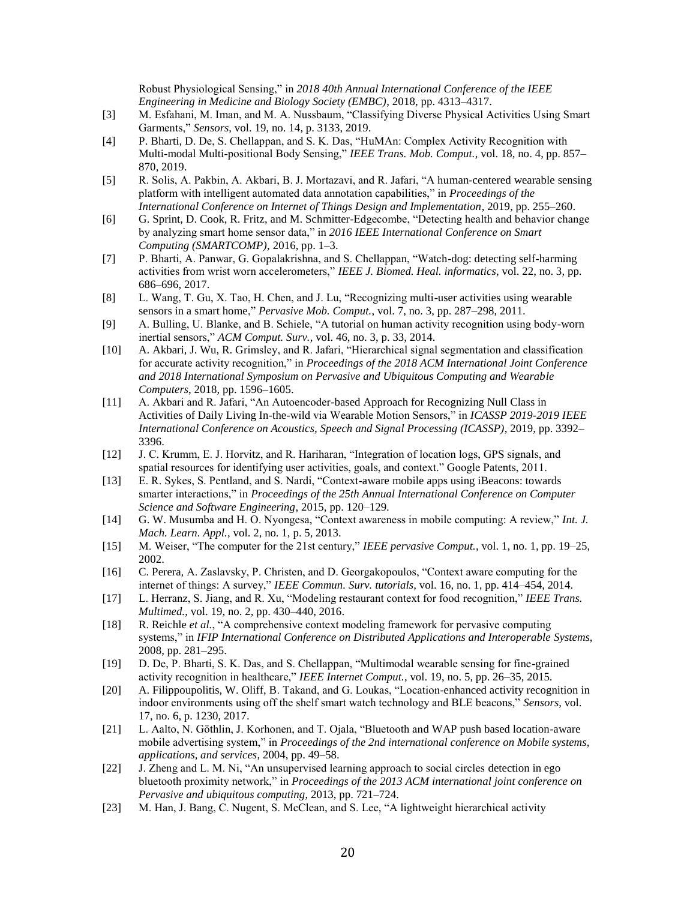Robust Physiological Sensing," in *2018 40th Annual International Conference of the IEEE Engineering in Medicine and Biology Society (EMBC)*, 2018, pp. 4313–4317.

[3] M. Esfahani, M. Iman, and M. A. Nussbaum, "Classifying Diverse Physical Activities Using Smart Garments," *Sensors*, vol. 19, no. 14, p. 3133, 2019.

[4] P. Bharti, D. De, S. Chellappan, and S. K. Das, "HuMAn: Complex Activity Recognition with Multi-modal Multi-positional Body Sensing," *IEEE Trans. Mob. Comput.*, vol. 18, no. 4, pp. 857–870, 2019.

[5] R. Solis, A. Pakbin, A. Akbari, B. J. Mortazavi, and R. Jafari, "A human-centered wearable sensing platform with intelligent automated data annotation capabilities," in *Proceedings of the International Conference on Internet of Things Design and Implementation*, 2019, pp. 255–260.

[6] G. Sprint, D. Cook, R. Fritz, and M. Schmitter-Edgecombe, "Detecting health and behavior change by analyzing smart home sensor data," in *2016 IEEE International Conference on Smart Computing (SMARTCOMP)*, 2016, pp. 1–3.

[7] P. Bharti, A. Panwar, G. Gopalakrishna, and S. Chellappan, "Watch-dog: detecting self-harming activities from wrist worn accelerometers," *IEEE J. Biomed. Heal. informatics*, vol. 22, no. 3, pp. 686–696, 2017.

[8] L. Wang, T. Gu, X. Tao, H. Chen, and J. Lu, "Recognizing multi-user activities using wearable sensors in a smart home," *Pervasive Mob. Comput.*, vol. 7, no. 3, pp. 287–298, 2011.

[9] A. Bulling, U. Blanke, and B. Schiele, "A tutorial on human activity recognition using body-worn inertial sensors," *ACM Comput. Surv.*, vol. 46, no. 3, p. 33, 2014.

[10] A. Akbari, J. Wu, R. Grimsley, and R. Jafari, "Hierarchical signal segmentation and classification for accurate activity recognition," in *Proceedings of the 2018 ACM International Joint Conference and 2018 International Symposium on Pervasive and Ubiquitous Computing and Wearable Computers*, 2018, pp. 1596–1605.

[11] A. Akbari and R. Jafari, "An Autoencoder-based Approach for Recognizing Null Class in Activities of Daily Living In-the-wild via Wearable Motion Sensors," in *ICASSP 2019-2019 IEEE International Conference on Acoustics, Speech and Signal Processing (ICASSP)*, 2019, pp. 3392–3396.

[12] J. C. Krumm, E. J. Horvitz, and R. Hariharan, "Integration of location logs, GPS signals, and spatial resources for identifying user activities, goals, and context." Google Patents, 2011.

[13] E. R. Sykes, S. Pentland, and S. Nardi, "Context-aware mobile apps using iBeacons: towards smarter interactions," in *Proceedings of the 25th Annual International Conference on Computer Science and Software Engineering*, 2015, pp. 120–129.

[14] G. W. Musumba and H. O. Nyongesa, "Context awareness in mobile computing: A review," *Int. J. Mach. Learn. Appl.*, vol. 2, no. 1, p. 5, 2013.

[15] M. Weiser, "The computer for the 21st century," *IEEE pervasive Comput.*, vol. 1, no. 1, pp. 19–25, 2002.

[16] C. Perera, A. Zaslavsky, P. Christen, and D. Georgakopoulos, "Context aware computing for the internet of things: A survey," *IEEE Commun. Surv. tutorials*, vol. 16, no. 1, pp. 414–454, 2014.

[17] L. Herranz, S. Jiang, and R. Xu, "Modeling restaurant context for food recognition," *IEEE Trans. Multimed.*, vol. 19, no. 2, pp. 430–440, 2016.

[18] R. Reichle *et al.*, "A comprehensive context modeling framework for pervasive computing systems," in *IFIP International Conference on Distributed Applications and Interoperable Systems*, 2008, pp. 281–295.

[19] D. De, P. Bharti, S. K. Das, and S. Chellappan, "Multimodal wearable sensing for fine-grained activity recognition in healthcare," *IEEE Internet Comput.*, vol. 19, no. 5, pp. 26–35, 2015.

[20] A. Filippoupolitis, W. Oliff, B. Takand, and G. Loukas, "Location-enhanced activity recognition in indoor environments using off the shelf smart watch technology and BLE beacons," *Sensors*, vol. 17, no. 6, p. 1230, 2017.

[21] L. Aalto, N. Göthlin, J. Korhonen, and T. Ojala, "Bluetooth and WAP push based location-aware mobile advertising system," in *Proceedings of the 2nd international conference on Mobile systems, applications, and services*, 2004, pp. 49–58.

[22] J. Zheng and L. M. Ni, "An unsupervised learning approach to social circles detection in ego bluetooth proximity network," in *Proceedings of the 2013 ACM international joint conference on Pervasive and ubiquitous computing*, 2013, pp. 721–724.

[23] M. Han, J. Bang, C. Nugent, S. McClean, and S. Lee, "A lightweight hierarchical activity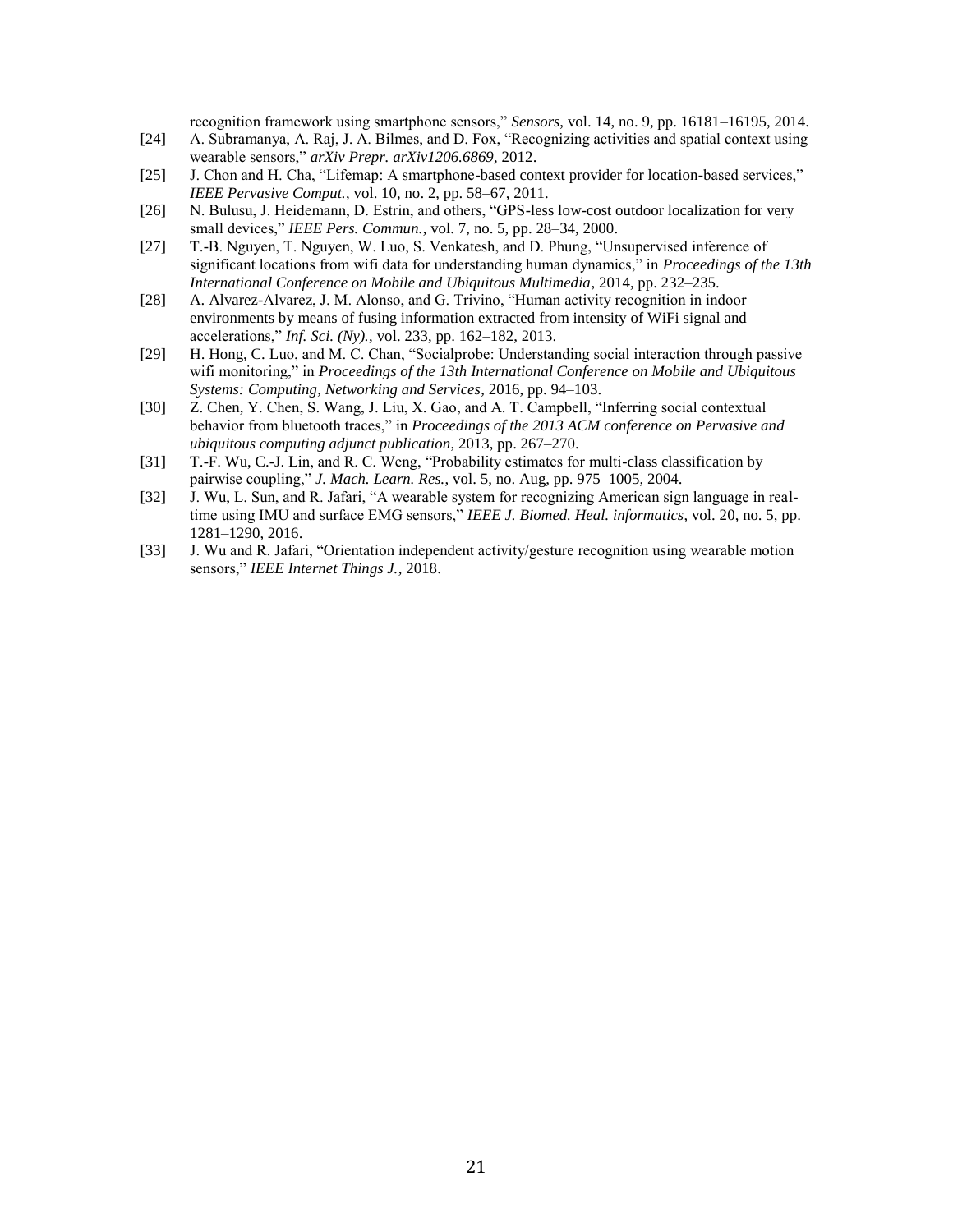recognition framework using smartphone sensors," *Sensors*, vol. 14, no. 9, pp. 16181–16195, 2014.

[24] A. Subramanya, A. Raj, J. A. Bilmes, and D. Fox, "Recognizing activities and spatial context using wearable sensors," *arXiv Prepr. arXiv1206.6869*, 2012.

[25] J. Chon and H. Cha, "Lifemap: A smartphone-based context provider for location-based services," *IEEE Pervasive Comput.*, vol. 10, no. 2, pp. 58–67, 2011.

[26] N. Bulusu, J. Heidemann, D. Estrin, and others, "GPS-less low-cost outdoor localization for very small devices," *IEEE Pers. Commun.*, vol. 7, no. 5, pp. 28–34, 2000.

[27] T.-B. Nguyen, T. Nguyen, W. Luo, S. Venkatesh, and D. Phung, "Unsupervised inference of significant locations from wifi data for understanding human dynamics," in *Proceedings of the 13th International Conference on Mobile and Ubiquitous Multimedia*, 2014, pp. 232–235.

[28] A. Alvarez-Alvarez, J. M. Alonso, and G. Trivino, "Human activity recognition in indoor environments by means of fusing information extracted from intensity of WiFi signal and accelerations," *Inf. Sci. (Ny).*, vol. 233, pp. 162–182, 2013.

[29] H. Hong, C. Luo, and M. C. Chan, "Socialprobe: Understanding social interaction through passive wifi monitoring," in *Proceedings of the 13th International Conference on Mobile and Ubiquitous Systems: Computing, Networking and Services*, 2016, pp. 94–103.

[30] Z. Chen, Y. Chen, S. Wang, J. Liu, X. Gao, and A. T. Campbell, "Inferring social contextual behavior from bluetooth traces," in *Proceedings of the 2013 ACM conference on Pervasive and ubiquitous computing adjunct publication*, 2013, pp. 267–270.

[31] T.-F. Wu, C.-J. Lin, and R. C. Weng, "Probability estimates for multi-class classification by pairwise coupling," *J. Mach. Learn. Res.*, vol. 5, no. Aug, pp. 975–1005, 2004.

[32] J. Wu, L. Sun, and R. Jafari, "A wearable system for recognizing American sign language in real-time using IMU and surface EMG sensors," *IEEE J. Biomed. Heal. informatics*, vol. 20, no. 5, pp. 1281–1290, 2016.

[33] J. Wu and R. Jafari, "Orientation independent activity/gesture recognition using wearable motion sensors," *IEEE Internet Things J.*, 2018.